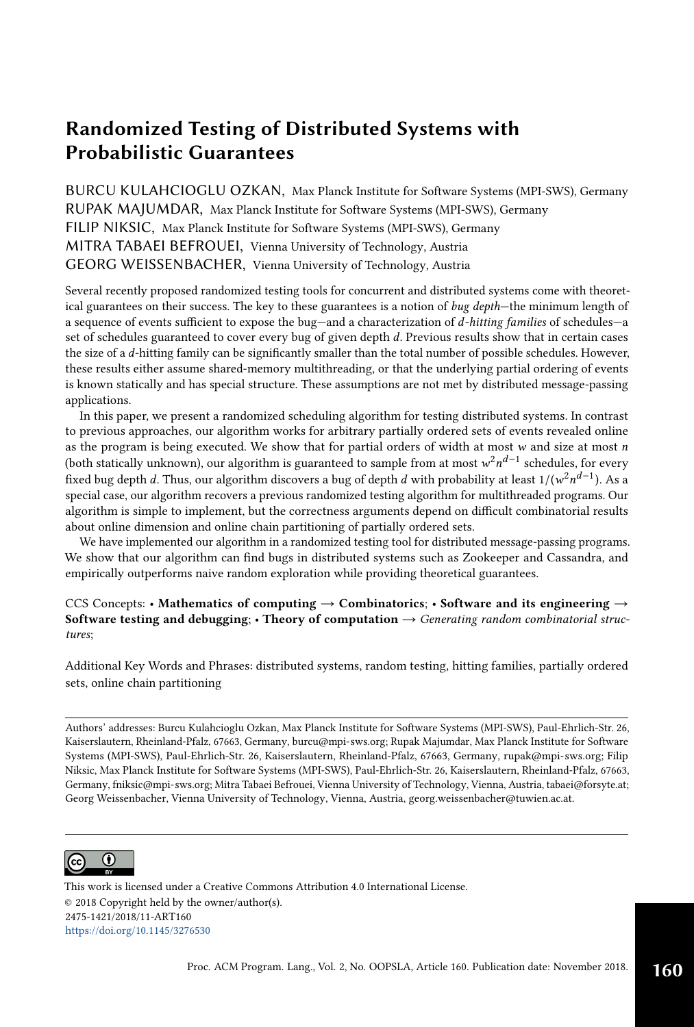# Randomized Testing of Distributed Systems with Probabilistic Guarantees

BURCU KULAHCIOGLU OZKAN, Max Planck Institute for Software Systems (MPI-SWS), Germany
RUPAK MAJUMDAR, Max Planck Institute for Software Systems (MPI-SWS), Germany
FILIP NIKSIC, Max Planck Institute for Software Systems (MPI-SWS), Germany
MITRA TABAEI BEFROUEI, Vienna University of Technology, Austria
GEORG WEISSENBACHER, Vienna University of Technology, Austria

Several recently proposed randomized testing tools for concurrent and distributed systems come with theoretical guarantees on their success. The key to these guarantees is a notion of *bug depth*—the minimum length of a sequence of events sufficient to expose the bug—and a characterization of *d-hitting families* of schedules—a set of schedules guaranteed to cover every bug of given depth $d$. Previous results show that in certain cases the size of a $d$-hitting family can be significantly smaller than the total number of possible schedules. However, these results either assume shared-memory multithreading, or that the underlying partial ordering of events is known statically and has special structure. These assumptions are not met by distributed message-passing applications.

In this paper, we present a randomized scheduling algorithm for testing distributed systems. In contrast to previous approaches, our algorithm works for arbitrary partially ordered sets of events revealed online as the program is being executed. We show that for partial orders of width at most $w$ and size at most $n$ (both statically unknown), our algorithm is guaranteed to sample from at most $w^2 n^{d-1}$ schedules, for every fixed bug depth $d$. Thus, our algorithm discovers a bug of depth $d$ with probability at least $1/(w^2 n^{d-1})$. As a special case, our algorithm recovers a previous randomized testing algorithm for multithreaded programs. Our algorithm is simple to implement, but the correctness arguments depend on difficult combinatorial results about online dimension and online chain partitioning of partially ordered sets.

We have implemented our algorithm in a randomized testing tool for distributed message-passing programs. We show that our algorithm can find bugs in distributed systems such as Zookeeper and Cassandra, and empirically outperforms naive random exploration while providing theoretical guarantees.

CCS Concepts: • **Mathematics of computing → Combinatorics**; • **Software and its engineering → Software testing and debugging**; • **Theory of computation →** *Generating random combinatorial structures*;

Additional Key Words and Phrases: distributed systems, random testing, hitting families, partially ordered sets, online chain partitioning

Authors' addresses: Burcu Kulahcioglu Ozkan, Max Planck Institute for Software Systems (MPI-SWS), Paul-Ehrlich-Str. 26, Kaiserslautern, Rheinland-Pfalz, 67663, Germany, burcu@mpi-sws.org; Rupak Majumdar, Max Planck Institute for Software Systems (MPI-SWS), Paul-Ehrlich-Str. 26, Kaiserslautern, Rheinland-Pfalz, 67663, Germany, rupak@mpi-sws.org; Filip Niksic, Max Planck Institute for Software Systems (MPI-SWS), Paul-Ehrlich-Str. 26, Kaiserslautern, Rheinland-Pfalz, 67663, Germany, fniksic@mpi-sws.org; Mitra Tabaei Befrouei, Vienna University of Technology, Vienna, Austria, tabaei@forsyte.at; Georg Weissenbacher, Vienna University of Technology, Vienna, Austria, georg.weissenbacher@tuwien.ac.at.

This work is licensed under a Creative Commons Attribution 4.0 International License.
© 2018 Copyright held by the owner/author(s).
2475-1421/2018/11-ART160
https://doi.org/10.1145/3276530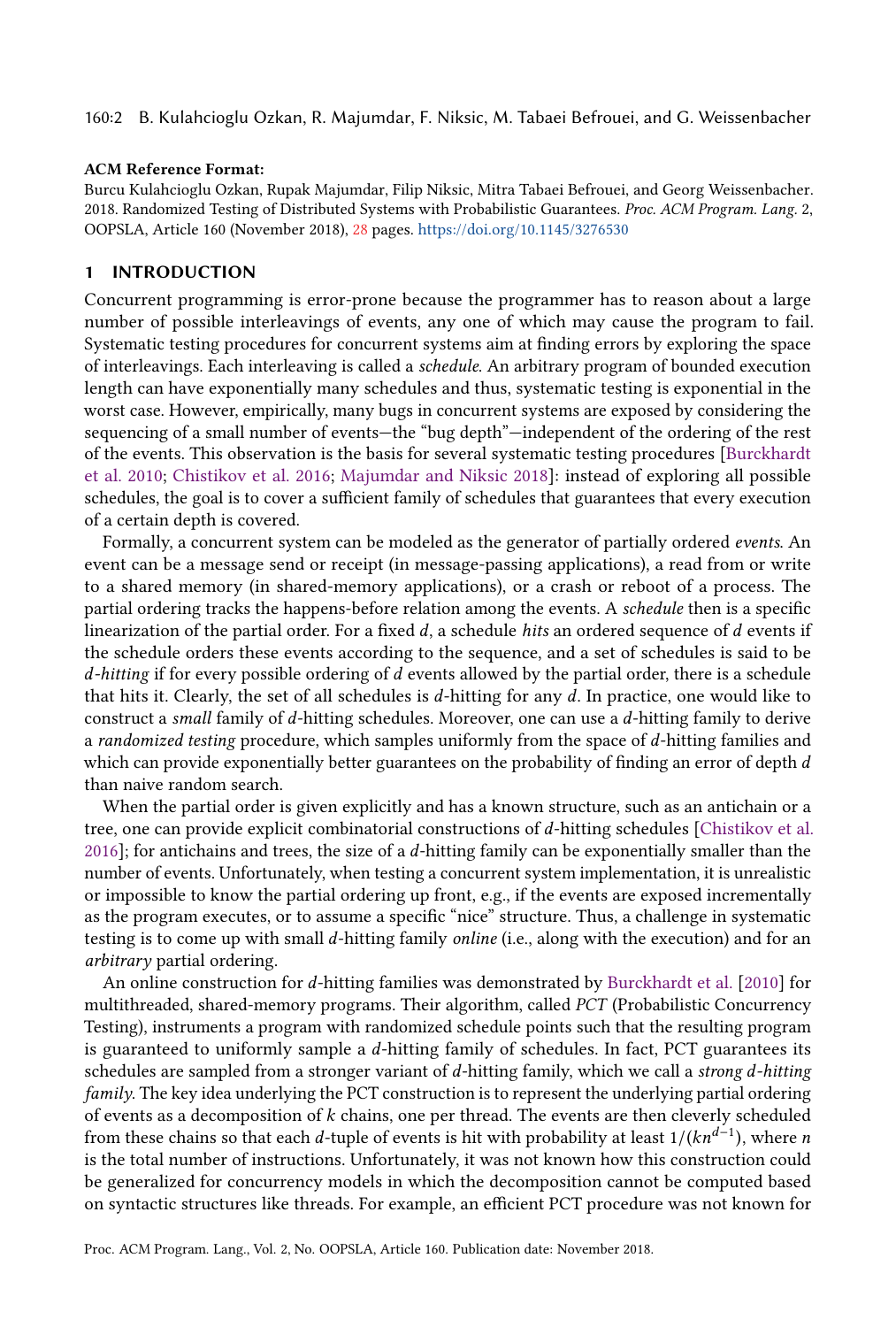**ACM Reference Format:**

Burcu Kulahcioglu Ozkan, Rupak Majumdar, Filip Niksic, Mitra Tabaei Befrouei, and Georg Weissenbacher. 2018. Randomized Testing of Distributed Systems with Probabilistic Guarantees. *Proc. ACM Program. Lang.* 2, OOPSLA, Article 160 (November 2018), 28 pages. https://doi.org/10.1145/3276530

## 1 INTRODUCTION

Concurrent programming is error-prone because the programmer has to reason about a large number of possible interleavings of events, any one of which may cause the program to fail. Systematic testing procedures for concurrent systems aim at finding errors by exploring the space of interleavings. Each interleaving is called a *schedule*. An arbitrary program of bounded execution length can have exponentially many schedules and thus, systematic testing is exponential in the worst case. However, empirically, many bugs in concurrent systems are exposed by considering the sequencing of a small number of events—the "bug depth"—independent of the ordering of the rest of the events. This observation is the basis for several systematic testing procedures [Burckhardt et al. 2010; Chistikov et al. 2016; Majumdar and Niksic 2018]: instead of exploring all possible schedules, the goal is to cover a sufficient family of schedules that guarantees that every execution of a certain depth is covered.

Formally, a concurrent system can be modeled as the generator of partially ordered *events*. An event can be a message send or receipt (in message-passing applications), a read from or write to a shared memory (in shared-memory applications), or a crash or reboot of a process. The partial ordering tracks the happens-before relation among the events. A *schedule* then is a specific linearization of the partial order. For a fixed $d$, a schedule *hits* an ordered sequence of $d$ events if the schedule orders these events according to the sequence, and a set of schedules is said to be *$d$-hitting* if for every possible ordering of $d$ events allowed by the partial order, there is a schedule that hits it. Clearly, the set of all schedules is $d$-hitting for any $d$. In practice, one would like to construct a *small* family of $d$-hitting schedules. Moreover, one can use a $d$-hitting family to derive a *randomized testing* procedure, which samples uniformly from the space of $d$-hitting families and which can provide exponentially better guarantees on the probability of finding an error of depth $d$ than naive random search.

When the partial order is given explicitly and has a known structure, such as an antichain or a tree, one can provide explicit combinatorial constructions of $d$-hitting schedules [Chistikov et al. 2016]; for antichains and trees, the size of a $d$-hitting family can be exponentially smaller than the number of events. Unfortunately, when testing a concurrent system implementation, it is unrealistic or impossible to know the partial ordering up front, e.g., if the events are exposed incrementally as the program executes, or to assume a specific "nice" structure. Thus, a challenge in systematic testing is to come up with small $d$-hitting family *online* (i.e., along with the execution) and for an *arbitrary* partial ordering.

An online construction for $d$-hitting families was demonstrated by Burckhardt et al. [2010] for multithreaded, shared-memory programs. Their algorithm, called *PCT* (Probabilistic Concurrency Testing), instruments a program with randomized schedule points such that the resulting program is guaranteed to uniformly sample a $d$-hitting family of schedules. In fact, PCT guarantees its schedules are sampled from a stronger variant of $d$-hitting family, which we call a *strong $d$-hitting family*. The key idea underlying the PCT construction is to represent the underlying partial ordering of events as a decomposition of $k$ chains, one per thread. The events are then cleverly scheduled from these chains so that each $d$-tuple of events is hit with probability at least $1/(kn^{d-1})$, where $n$ is the total number of instructions. Unfortunately, it was not known how this construction could be generalized for concurrency models in which the decomposition cannot be computed based on syntactic structures like threads. For example, an efficient PCT procedure was not known for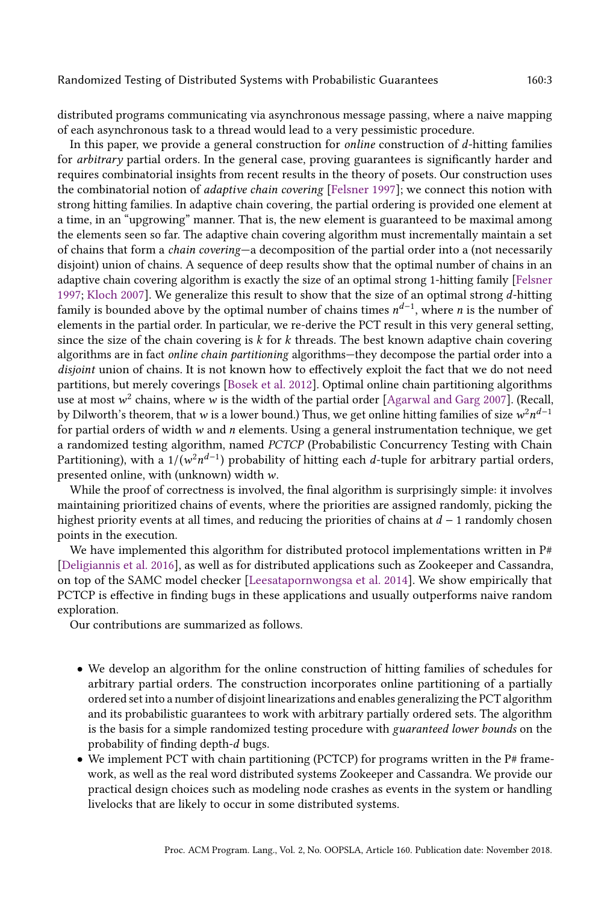distributed programs communicating via asynchronous message passing, where a naive mapping of each asynchronous task to a thread would lead to a very pessimistic procedure.

In this paper, we provide a general construction for *online* construction of $d$-hitting families for *arbitrary* partial orders. In the general case, proving guarantees is significantly harder and requires combinatorial insights from recent results in the theory of posets. Our construction uses the combinatorial notion of *adaptive chain covering* [Felsner 1997]; we connect this notion with strong hitting families. In adaptive chain covering, the partial ordering is provided one element at a time, in an "upgrowing" manner. That is, the new element is guaranteed to be maximal among the elements seen so far. The adaptive chain covering algorithm must incrementally maintain a set of chains that form a *chain covering*—a decomposition of the partial order into a (not necessarily disjoint) union of chains. A sequence of deep results show that the optimal number of chains in an adaptive chain covering algorithm is exactly the size of an optimal strong 1-hitting family [Felsner 1997; Kloch 2007]. We generalize this result to show that the size of an optimal strong $d$-hitting family is bounded above by the optimal number of chains times $n^{d-1}$, where $n$ is the number of elements in the partial order. In particular, we re-derive the PCT result in this very general setting, since the size of the chain covering is $k$ for $k$ threads. The best known adaptive chain covering algorithms are in fact *online chain partitioning* algorithms—they decompose the partial order into a *disjoint* union of chains. It is not known how to effectively exploit the fact that we do not need partitions, but merely coverings [Bosek et al. 2012]. Optimal online chain partitioning algorithms use at most $w^2$ chains, where $w$ is the width of the partial order [Agarwal and Garg 2007]. (Recall, by Dilworth's theorem, that $w$ is a lower bound.) Thus, we get online hitting families of size $w^2 n^{d-1}$ for partial orders of width $w$ and $n$ elements. Using a general instrumentation technique, we get a randomized testing algorithm, named *PCTCP* (Probabilistic Concurrency Testing with Chain Partitioning), with a $1/(w^2 n^{d-1})$ probability of hitting each $d$-tuple for arbitrary partial orders, presented online, with (unknown) width $w$.

While the proof of correctness is involved, the final algorithm is surprisingly simple: it involves maintaining prioritized chains of events, where the priorities are assigned randomly, picking the highest priority events at all times, and reducing the priorities of chains at $d-1$ randomly chosen points in the execution.

We have implemented this algorithm for distributed protocol implementations written in P# [Deligiannis et al. 2016], as well as for distributed applications such as Zookeeper and Cassandra, on top of the SAMC model checker [Leesatapornwongsa et al. 2014]. We show empirically that PCTCP is effective in finding bugs in these applications and usually outperforms naive random exploration.

Our contributions are summarized as follows.

- We develop an algorithm for the online construction of hitting families of schedules for arbitrary partial orders. The construction incorporates online partitioning of a partially ordered set into a number of disjoint linearizations and enables generalizing the PCT algorithm and its probabilistic guarantees to work with arbitrary partially ordered sets. The algorithm is the basis for a simple randomized testing procedure with *guaranteed lower bounds* on the probability of finding depth-$d$ bugs.
- We implement PCT with chain partitioning (PCTCP) for programs written in the P# framework, as well as the real word distributed systems Zookeeper and Cassandra. We provide our practical design choices such as modeling node crashes as events in the system or handling livelocks that are likely to occur in some distributed systems.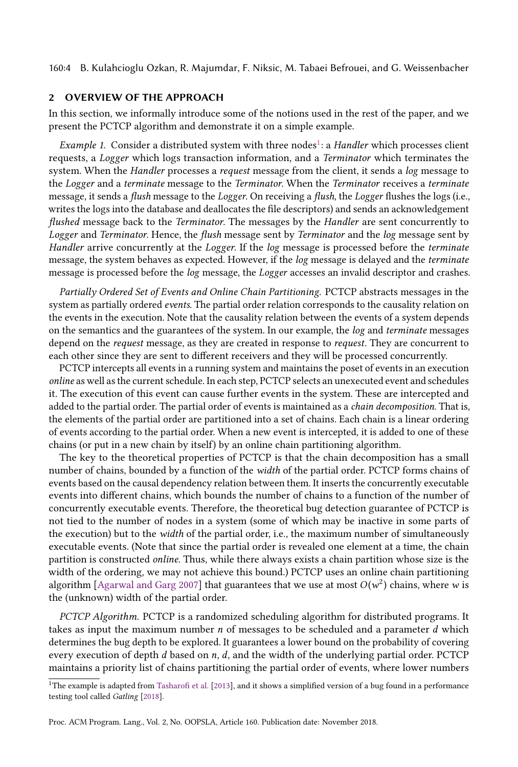## 2 OVERVIEW OF THE APPROACH

In this section, we informally introduce some of the notions used in the rest of the paper, and we present the PCTCP algorithm and demonstrate it on a simple example.

*Example 1.* Consider a distributed system with three nodes[1]: a *Handler* which processes client requests, a *Logger* which logs transaction information, and a *Terminator* which terminates the system. When the *Handler* processes a *request* message from the client, it sends a *log* message to the *Logger* and a *terminate* message to the *Terminator*. When the *Terminator* receives a *terminate* message, it sends a *flush* message to the *Logger*. On receiving a *flush*, the *Logger* flushes the logs (i.e., writes the logs into the database and deallocates the file descriptors) and sends an acknowledgement *flushed* message back to the *Terminator*. The messages by the *Handler* are sent concurrently to *Logger* and *Terminator*. Hence, the *flush* message sent by *Terminator* and the *log* message sent by *Handler* arrive concurrently at the *Logger*. If the *log* message is processed before the *terminate* message, the system behaves as expected. However, if the *log* message is delayed and the *terminate* message is processed before the *log* message, the *Logger* accesses an invalid descriptor and crashes.

*Partially Ordered Set of Events and Online Chain Partitioning.* PCTCP abstracts messages in the system as partially ordered *events*. The partial order relation corresponds to the causality relation on the events in the execution. Note that the causality relation between the events of a system depends on the semantics and the guarantees of the system. In our example, the *log* and *terminate* messages depend on the *request* message, as they are created in response to *request*. They are concurrent to each other since they are sent to different receivers and they will be processed concurrently.

PCTCP intercepts all events in a running system and maintains the poset of events in an execution *online* as well as the current schedule. In each step, PCTCP selects an unexecuted event and schedules it. The execution of this event can cause further events in the system. These are intercepted and added to the partial order. The partial order of events is maintained as a *chain decomposition*. That is, the elements of the partial order are partitioned into a set of chains. Each chain is a linear ordering of events according to the partial order. When a new event is intercepted, it is added to one of these chains (or put in a new chain by itself) by an online chain partitioning algorithm.

The key to the theoretical properties of PCTCP is that the chain decomposition has a small number of chains, bounded by a function of the *width* of the partial order. PCTCP forms chains of events based on the causal dependency relation between them. It inserts the concurrently executable events into different chains, which bounds the number of chains to a function of the number of concurrently executable events. Therefore, the theoretical bug detection guarantee of PCTCP is not tied to the number of nodes in a system (some of which may be inactive in some parts of the execution) but to the *width* of the partial order, i.e., the maximum number of simultaneously executable events. (Note that since the partial order is revealed one element at a time, the chain partition is constructed *online*. Thus, while there always exists a chain partition whose size is the width of the ordering, we may not achieve this bound.) PCTCP uses an online chain partitioning algorithm [Agarwal and Garg 2007] that guarantees that we use at most $O(w^2)$ chains, where $w$ is the (unknown) width of the partial order.

*PCTCP Algorithm.* PCTCP is a randomized scheduling algorithm for distributed programs. It takes as input the maximum number $n$ of messages to be scheduled and a parameter $d$ which determines the bug depth to be explored. It guarantees a lower bound on the probability of covering every execution of depth $d$ based on $n$, $d$, and the width of the underlying partial order. PCTCP maintains a priority list of chains partitioning the partial order of events, where lower numbers

[1]The example is adapted from Tasharofi et al. [2013], and it shows a simplified version of a bug found in a performance testing tool called *Gatling* [2018].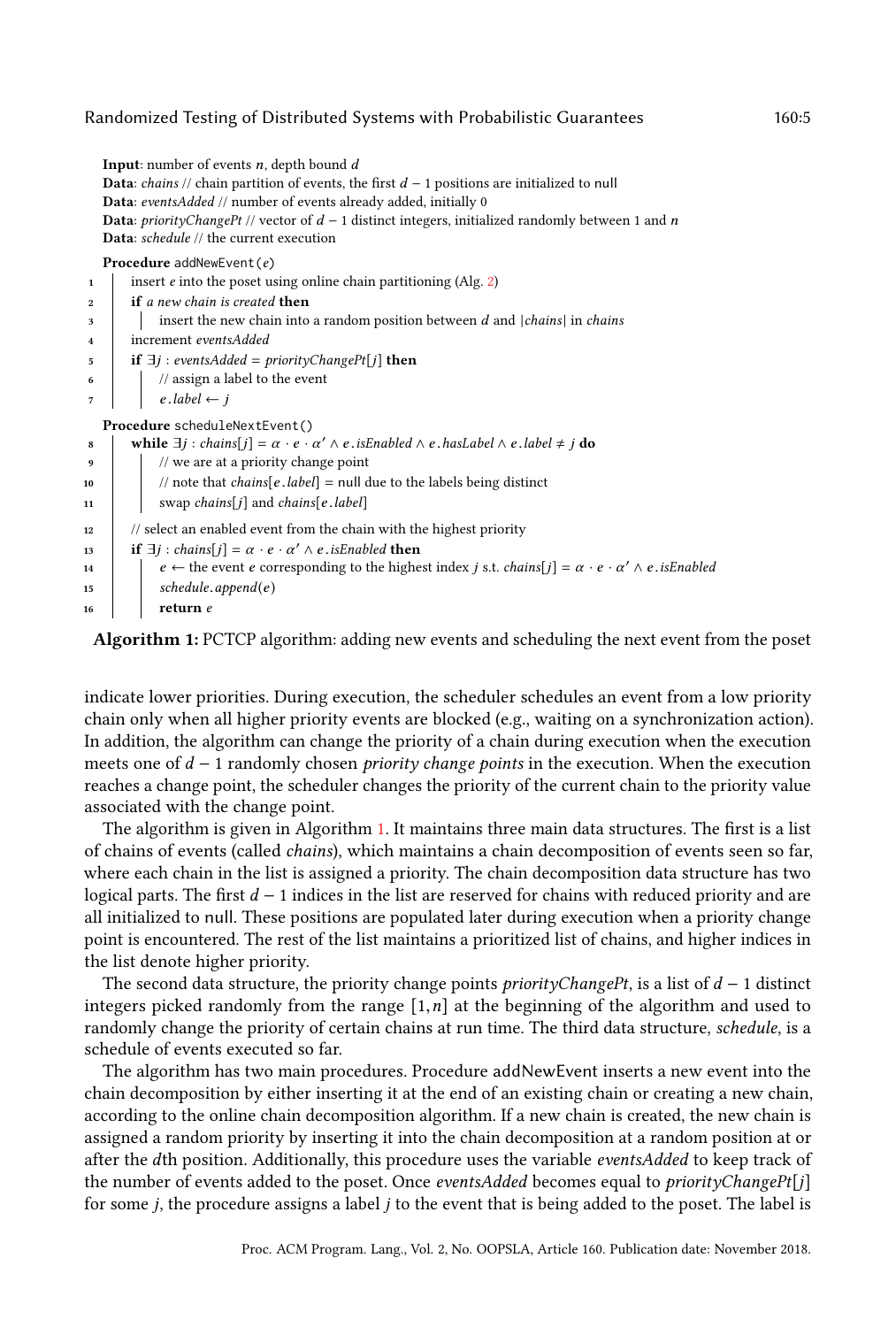```
Input: number of events n, depth bound d
Data: chains // chain partition of events, the first d − 1 positions are initialized to null
Data: eventsAdded // number of events already added, initially 0
Data: priorityChangePt // vector of d − 1 distinct integers, initialized randomly between 1 and n
Data: schedule // the current execution

Procedure addNewEvent(e)
1     insert e into the poset using online chain partitioning (Alg. 2)
2     if a new chain is created then
3         insert the new chain into a random position between d and |chains| in chains
4     increment eventsAdded
5     if ∃j : eventsAdded = priorityChangePt[j] then
6         // assign a label to the event
7         e.label ← j

Procedure scheduleNextEvent()
8     while ∃j : chains[j] = α · e · α′ ∧ e.isEnabled ∧ e.hasLabel ∧ e.label ≠ j do
9         // we are at a priority change point
10        // note that chains[e.label] = null due to the labels being distinct
11        swap chains[j] and chains[e.label]
12    // select an enabled event from the chain with the highest priority
13    if ∃j : chains[j] = α · e · α′ ∧ e.isEnabled then
14        e ← the event e corresponding to the highest index j s.t. chains[j] = α · e · α′ ∧ e.isEnabled
15        schedule.append(e)
16        return e
```

**Algorithm 1:** PCTCP algorithm: adding new events and scheduling the next event from the poset

indicate lower priorities. During execution, the scheduler schedules an event from a low priority chain only when all higher priority events are blocked (e.g., waiting on a synchronization action). In addition, the algorithm can change the priority of a chain during execution when the execution meets one of $d-1$ randomly chosen *priority change points* in the execution. When the execution reaches a change point, the scheduler changes the priority of the current chain to the priority value associated with the change point.

The algorithm is given in Algorithm 1. It maintains three main data structures. The first is a list of chains of events (called *chains*), which maintains a chain decomposition of events seen so far, where each chain in the list is assigned a priority. The chain decomposition data structure has two logical parts. The first $d-1$ indices in the list are reserved for chains with reduced priority and are all initialized to null. These positions are populated later during execution when a priority change point is encountered. The rest of the list maintains a prioritized list of chains, and higher indices in the list denote higher priority.

The second data structure, the priority change points *priorityChangePt*, is a list of $d-1$ distinct integers picked randomly from the range $[1, n]$ at the beginning of the algorithm and used to randomly change the priority of certain chains at run time. The third data structure, *schedule*, is a schedule of events executed so far.

The algorithm has two main procedures. Procedure addNewEvent inserts a new event into the chain decomposition by either inserting it at the end of an existing chain or creating a new chain, according to the online chain decomposition algorithm. If a new chain is created, the new chain is assigned a random priority by inserting it into the chain decomposition at a random position at or after the $d$th position. Additionally, this procedure uses the variable *eventsAdded* to keep track of the number of events added to the poset. Once *eventsAdded* becomes equal to *priorityChangePt*[$j$] for some $j$, the procedure assigns a label $j$ to the event that is being added to the poset. The label is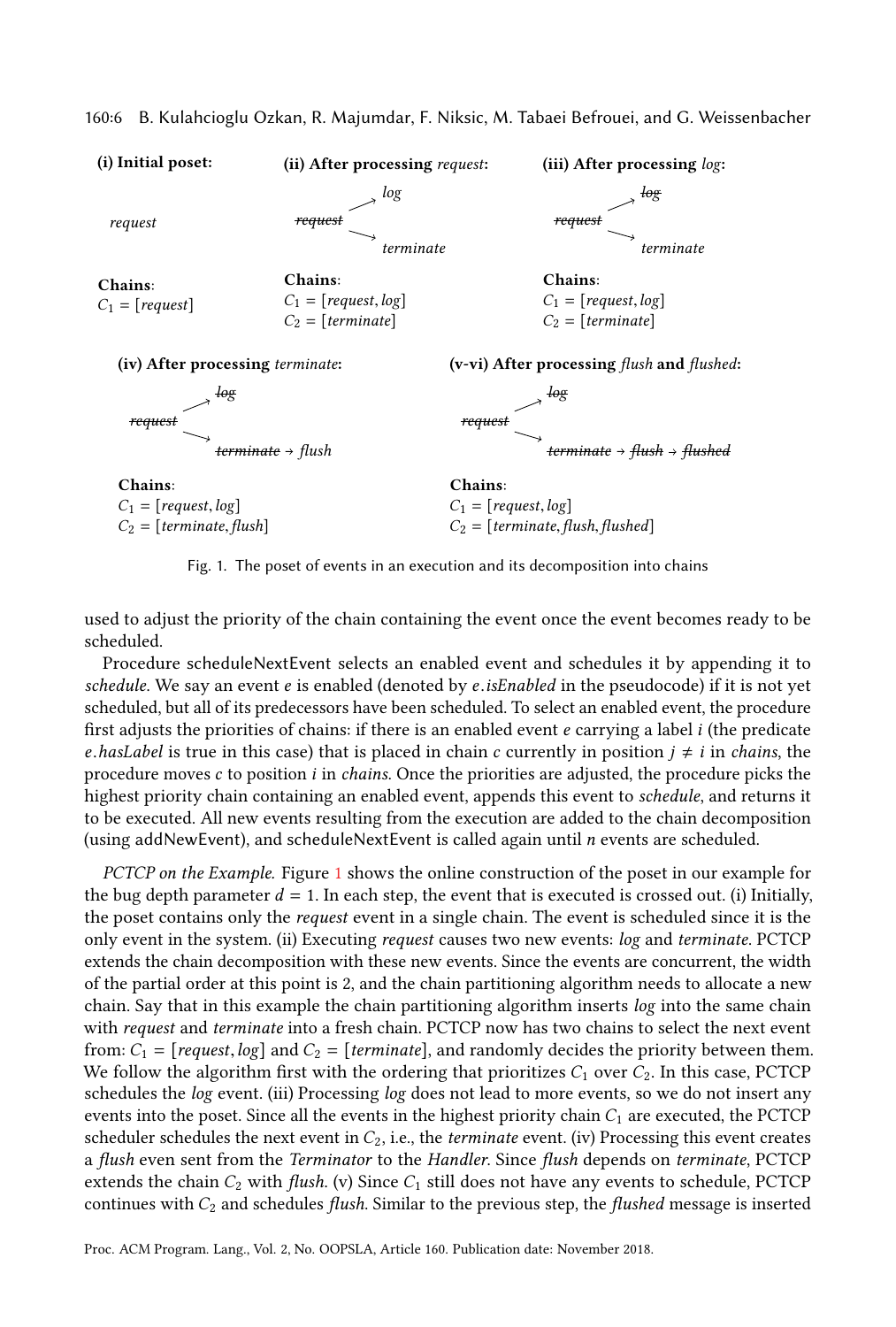**(i) Initial poset:**

*request*

**Chains**:
$C_1 = [request]$

**(ii) After processing** *request*:

~~*request*~~ → *log*, ~~*request*~~ → *terminate*

**Chains**:
$C_1 = [request, log]$
$C_2 = [terminate]$

**(iii) After processing** *log*:

~~*request*~~ → ~~*log*~~, ~~*request*~~ → *terminate*

**Chains**:
$C_1 = [request, log]$
$C_2 = [terminate]$

**(iv) After processing** *terminate*:

~~*request*~~ → ~~*log*~~, ~~*request*~~ → ~~*terminate*~~ → *flush*

**Chains**:
$C_1 = [request, log]$
$C_2 = [terminate, flush]$

**(v-vi) After processing** *flush* **and** *flushed*:

~~*request*~~ → ~~*log*~~, ~~*request*~~ → ~~*terminate*~~ → ~~*flush*~~ → ~~*flushed*~~

**Chains**:
$C_1 = [request, log]$
$C_2 = [terminate, flush, flushed]$

Fig. 1. The poset of events in an execution and its decomposition into chains

used to adjust the priority of the chain containing the event once the event becomes ready to be scheduled.

Procedure scheduleNextEvent selects an enabled event and schedules it by appending it to *schedule*. We say an event $e$ is enabled (denoted by $e.isEnabled$ in the pseudocode) if it is not yet scheduled, but all of its predecessors have been scheduled. To select an enabled event, the procedure first adjusts the priorities of chains: if there is an enabled event $e$ carrying a label $i$ (the predicate $e.hasLabel$ is true in this case) that is placed in chain $c$ currently in position $j \neq i$ in *chains*, the procedure moves $c$ to position $i$ in *chains*. Once the priorities are adjusted, the procedure picks the highest priority chain containing an enabled event, appends this event to *schedule*, and returns it to be executed. All new events resulting from the execution are added to the chain decomposition (using addNewEvent), and scheduleNextEvent is called again until $n$ events are scheduled.

*PCTCP on the Example.* Figure 1 shows the online construction of the poset in our example for the bug depth parameter $d = 1$. In each step, the event that is executed is crossed out. (i) Initially, the poset contains only the *request* event in a single chain. The event is scheduled since it is the only event in the system. (ii) Executing *request* causes two new events: *log* and *terminate*. PCTCP extends the chain decomposition with these new events. Since the events are concurrent, the width of the partial order at this point is 2, and the chain partitioning algorithm needs to allocate a new chain. Say that in this example the chain partitioning algorithm inserts *log* into the same chain with *request* and *terminate* into a fresh chain. PCTCP now has two chains to select the next event from: $C_1 = [request, log]$ and $C_2 = [terminate]$, and randomly decides the priority between them. We follow the algorithm first with the ordering that prioritizes $C_1$ over $C_2$. In this case, PCTCP schedules the *log* event. (iii) Processing *log* does not lead to more events, so we do not insert any events into the poset. Since all the events in the highest priority chain $C_1$ are executed, the PCTCP scheduler schedules the next event in $C_2$, i.e., the *terminate* event. (iv) Processing this event creates a *flush* even sent from the *Terminator* to the *Handler*. Since *flush* depends on *terminate*, PCTCP extends the chain $C_2$ with *flush*. (v) Since $C_1$ still does not have any events to schedule, PCTCP continues with $C_2$ and schedules *flush*. Similar to the previous step, the *flushed* message is inserted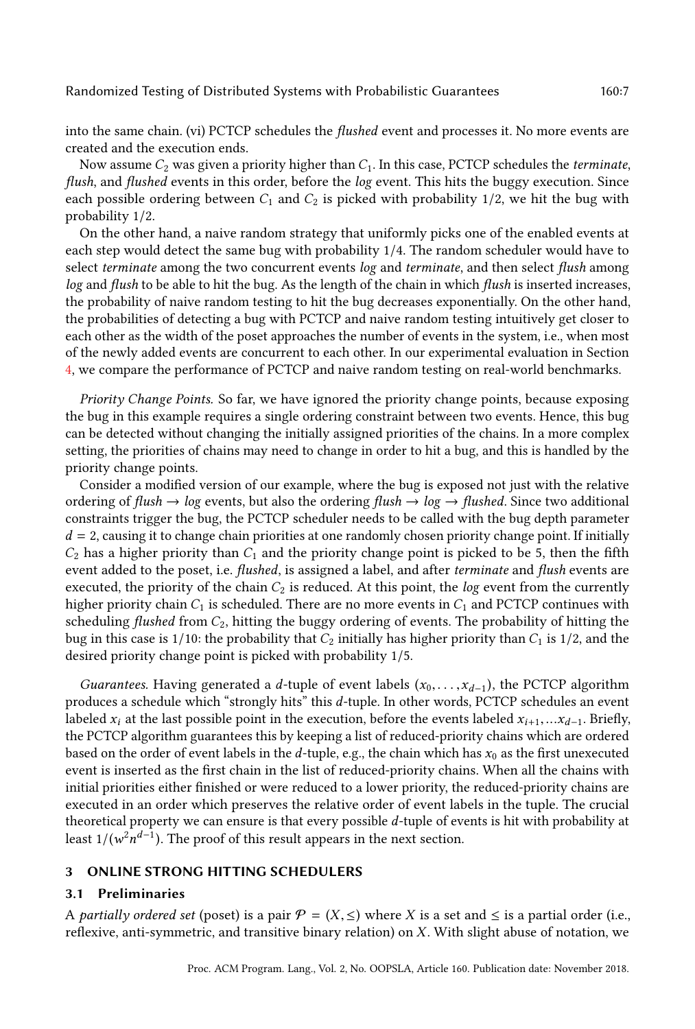into the same chain. (vi) PCTCP schedules the *flushed* event and processes it. No more events are created and the execution ends.

Now assume $C_2$ was given a priority higher than $C_1$. In this case, PCTCP schedules the *terminate*, *flush*, and *flushed* events in this order, before the *log* event. This hits the buggy execution. Since each possible ordering between $C_1$ and $C_2$ is picked with probability 1/2, we hit the bug with probability 1/2.

On the other hand, a naive random strategy that uniformly picks one of the enabled events at each step would detect the same bug with probability 1/4. The random scheduler would have to select *terminate* among the two concurrent events *log* and *terminate*, and then select *flush* among *log* and *flush* to be able to hit the bug. As the length of the chain in which *flush* is inserted increases, the probability of naive random testing to hit the bug decreases exponentially. On the other hand, the probabilities of detecting a bug with PCTCP and naive random testing intuitively get closer to each other as the width of the poset approaches the number of events in the system, i.e., when most of the newly added events are concurrent to each other. In our experimental evaluation in Section 4, we compare the performance of PCTCP and naive random testing on real-world benchmarks.

*Priority Change Points.* So far, we have ignored the priority change points, because exposing the bug in this example requires a single ordering constraint between two events. Hence, this bug can be detected without changing the initially assigned priorities of the chains. In a more complex setting, the priorities of chains may need to change in order to hit a bug, and this is handled by the priority change points.

Consider a modified version of our example, where the bug is exposed not just with the relative ordering of *flush* → *log* events, but also the ordering *flush* → *log* → *flushed*. Since two additional constraints trigger the bug, the PCTCP scheduler needs to be called with the bug depth parameter $d = 2$, causing it to change chain priorities at one randomly chosen priority change point. If initially $C_2$ has a higher priority than $C_1$ and the priority change point is picked to be 5, then the fifth event added to the poset, i.e. *flushed*, is assigned a label, and after *terminate* and *flush* events are executed, the priority of the chain $C_2$ is reduced. At this point, the *log* event from the currently higher priority chain $C_1$ is scheduled. There are no more events in $C_1$ and PCTCP continues with scheduling *flushed* from $C_2$, hitting the buggy ordering of events. The probability of hitting the bug in this case is 1/10: the probability that $C_2$ initially has higher priority than $C_1$ is 1/2, and the desired priority change point is picked with probability 1/5.

*Guarantees.* Having generated a $d$-tuple of event labels $(x_0, \ldots, x_{d-1})$, the PCTCP algorithm produces a schedule which "strongly hits" this $d$-tuple. In other words, PCTCP schedules an event labeled $x_i$ at the last possible point in the execution, before the events labeled $x_{i+1}, \ldots x_{d-1}$. Briefly, the PCTCP algorithm guarantees this by keeping a list of reduced-priority chains which are ordered based on the order of event labels in the $d$-tuple, e.g., the chain which has $x_0$ as the first unexecuted event is inserted as the first chain in the list of reduced-priority chains. When all the chains with initial priorities either finished or were reduced to a lower priority, the reduced-priority chains are executed in an order which preserves the relative order of event labels in the tuple. The crucial theoretical property we can ensure is that every possible $d$-tuple of events is hit with probability at least $1/(w^2 n^{d-1})$. The proof of this result appears in the next section.

## 3 ONLINE STRONG HITTING SCHEDULERS

### 3.1 Preliminaries

A *partially ordered set* (poset) is a pair $\mathcal{P} = (X, \leq)$ where $X$ is a set and $\leq$ is a partial order (i.e., reflexive, anti-symmetric, and transitive binary relation) on $X$. With slight abuse of notation, we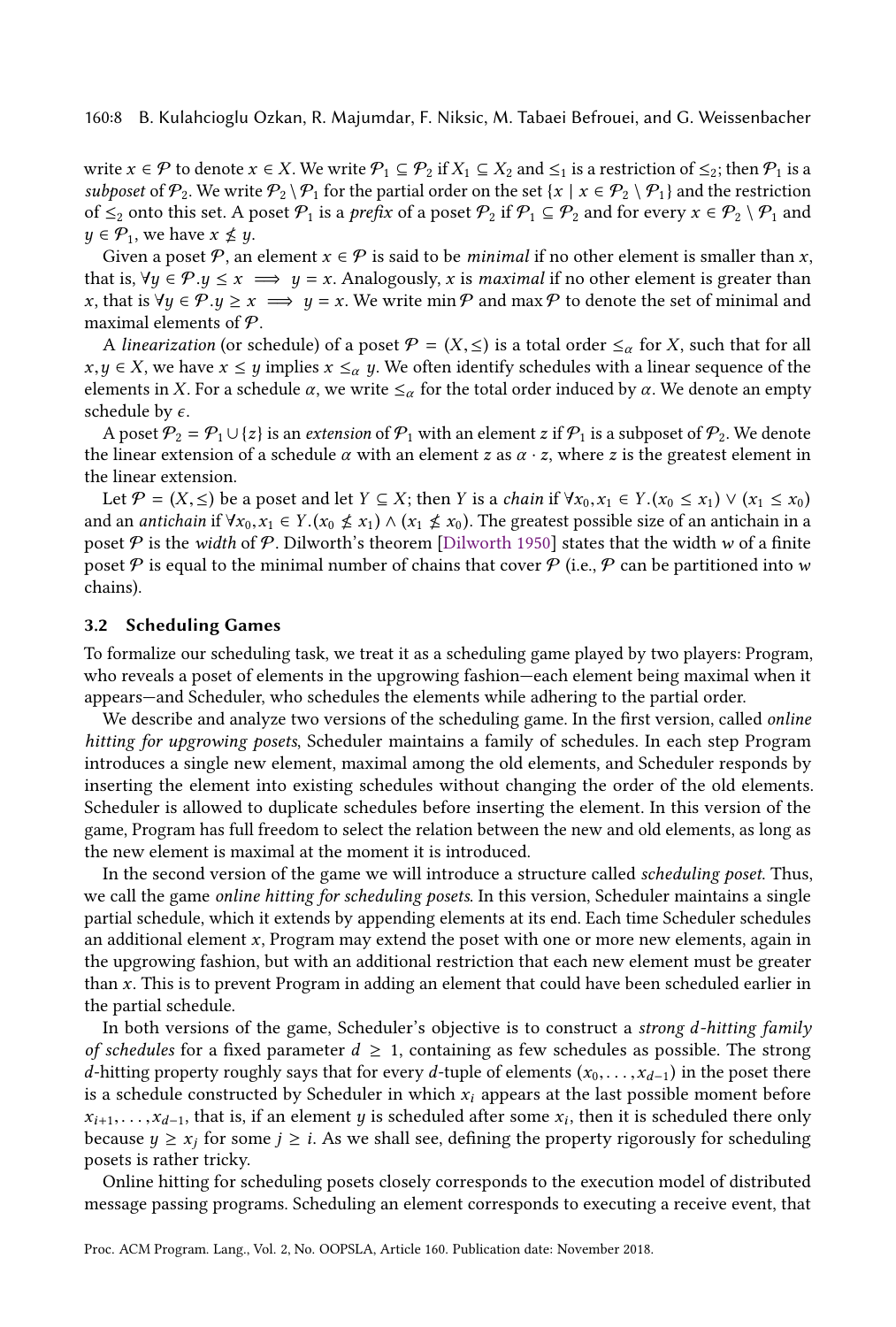write $x \in \mathcal{P}$ to denote $x \in X$. We write $\mathcal{P}_1 \subseteq \mathcal{P}_2$ if $X_1 \subseteq X_2$ and $\leq_1$ is a restriction of $\leq_2$; then $\mathcal{P}_1$ is a *subposet* of $\mathcal{P}_2$. We write $\mathcal{P}_2 \setminus \mathcal{P}_1$ for the partial order on the set $\{x \mid x \in \mathcal{P}_2 \setminus \mathcal{P}_1\}$ and the restriction of $\leq_2$ onto this set. A poset $\mathcal{P}_1$ is a *prefix* of a poset $\mathcal{P}_2$ if $\mathcal{P}_1 \subseteq \mathcal{P}_2$ and for every $x \in \mathcal{P}_2 \setminus \mathcal{P}_1$ and $y \in \mathcal{P}_1$, we have $x \not\leq y$.

Given a poset $\mathcal{P}$, an element $x \in \mathcal{P}$ is said to be *minimal* if no other element is smaller than $x$, that is, $\forall y \in \mathcal{P}. y \leq x \implies y = x$. Analogously, $x$ is *maximal* if no other element is greater than $x$, that is $\forall y \in \mathcal{P}. y \geq x \implies y = x$. We write $\min \mathcal{P}$ and $\max \mathcal{P}$ to denote the set of minimal and maximal elements of $\mathcal{P}$.

A *linearization* (or schedule) of a poset $\mathcal{P} = (X, \leq)$ is a total order $\leq_\alpha$ for $X$, such that for all $x, y \in X$, we have $x \leq y$ implies $x \leq_\alpha y$. We often identify schedules with a linear sequence of the elements in $X$. For a schedule $\alpha$, we write $\leq_\alpha$ for the total order induced by $\alpha$. We denote an empty schedule by $\epsilon$.

A poset $\mathcal{P}_2 = \mathcal{P}_1 \cup \{z\}$ is an *extension* of $\mathcal{P}_1$ with an element $z$ if $\mathcal{P}_1$ is a subposet of $\mathcal{P}_2$. We denote the linear extension of a schedule $\alpha$ with an element $z$ as $\alpha \cdot z$, where $z$ is the greatest element in the linear extension.

Let $\mathcal{P} = (X, \leq)$ be a poset and let $Y \subseteq X$; then $Y$ is a *chain* if $\forall x_0, x_1 \in Y.(x_0 \leq x_1) \vee (x_1 \leq x_0)$ and an *antichain* if $\forall x_0, x_1 \in Y.(x_0 \not\leq x_1) \wedge (x_1 \not\leq x_0)$. The greatest possible size of an antichain in a poset $\mathcal{P}$ is the *width* of $\mathcal{P}$. Dilworth's theorem [Dilworth 1950] states that the width $w$ of a finite poset $\mathcal{P}$ is equal to the minimal number of chains that cover $\mathcal{P}$ (i.e., $\mathcal{P}$ can be partitioned into $w$ chains).

### 3.2 Scheduling Games

To formalize our scheduling task, we treat it as a scheduling game played by two players: Program, who reveals a poset of elements in the upgrowing fashion—each element being maximal when it appears—and Scheduler, who schedules the elements while adhering to the partial order.

We describe and analyze two versions of the scheduling game. In the first version, called *online hitting for upgrowing posets*, Scheduler maintains a family of schedules. In each step Program introduces a single new element, maximal among the old elements, and Scheduler responds by inserting the element into existing schedules without changing the order of the old elements. Scheduler is allowed to duplicate schedules before inserting the element. In this version of the game, Program has full freedom to select the relation between the new and old elements, as long as the new element is maximal at the moment it is introduced.

In the second version of the game we will introduce a structure called *scheduling poset*. Thus, we call the game *online hitting for scheduling posets*. In this version, Scheduler maintains a single partial schedule, which it extends by appending elements at its end. Each time Scheduler schedules an additional element $x$, Program may extend the poset with one or more new elements, again in the upgrowing fashion, but with an additional restriction that each new element must be greater than $x$. This is to prevent Program in adding an element that could have been scheduled earlier in the partial schedule.

In both versions of the game, Scheduler's objective is to construct a *strong d-hitting family of schedules* for a fixed parameter $d \geq 1$, containing as few schedules as possible. The strong $d$-hitting property roughly says that for every $d$-tuple of elements $(x_0, \ldots, x_{d-1})$ in the poset there is a schedule constructed by Scheduler in which $x_i$ appears at the last possible moment before $x_{i+1}, \ldots, x_{d-1}$, that is, if an element $y$ is scheduled after some $x_i$, then it is scheduled there only because $y \geq x_j$ for some $j \geq i$. As we shall see, defining the property rigorously for scheduling posets is rather tricky.

Online hitting for scheduling posets closely corresponds to the execution model of distributed message passing programs. Scheduling an element corresponds to executing a receive event, that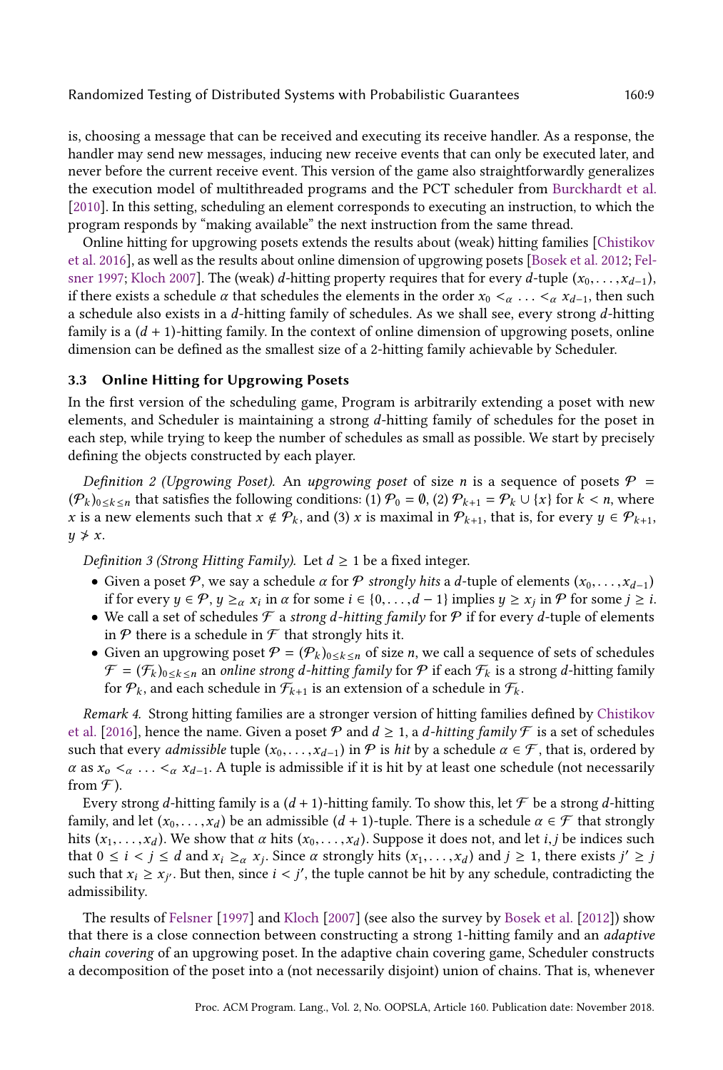is, choosing a message that can be received and executing its receive handler. As a response, the handler may send new messages, inducing new receive events that can only be executed later, and never before the current receive event. This version of the game also straightforwardly generalizes the execution model of multithreaded programs and the PCT scheduler from Burckhardt et al. [2010]. In this setting, scheduling an element corresponds to executing an instruction, to which the program responds by "making available" the next instruction from the same thread.

Online hitting for upgrowing posets extends the results about (weak) hitting families [Chistikov et al. 2016], as well as the results about online dimension of upgrowing posets [Bosek et al. 2012; Felsner 1997; Kloch 2007]. The (weak) $d$-hitting property requires that for every $d$-tuple $(x_0, \ldots, x_{d-1})$, if there exists a schedule $\alpha$ that schedules the elements in the order $x_0 <_\alpha \ldots <_\alpha x_{d-1}$, then such a schedule also exists in a $d$-hitting family of schedules. As we shall see, every strong $d$-hitting family is a $(d+1)$-hitting family. In the context of online dimension of upgrowing posets, online dimension can be defined as the smallest size of a 2-hitting family achievable by Scheduler.

### 3.3 Online Hitting for Upgrowing Posets

In the first version of the scheduling game, Program is arbitrarily extending a poset with new elements, and Scheduler is maintaining a strong $d$-hitting family of schedules for the poset in each step, while trying to keep the number of schedules as small as possible. We start by precisely defining the objects constructed by each player.

*Definition 2 (Upgrowing Poset).* An *upgrowing poset* of size $n$ is a sequence of posets $\mathcal{P} = (\mathcal{P}_k)_{0 \le k \le n}$ that satisfies the following conditions: (1) $\mathcal{P}_0 = \emptyset$, (2) $\mathcal{P}_{k+1} = \mathcal{P}_k \cup \{x\}$ for $k < n$, where $x$ is a new elements such that $x \notin \mathcal{P}_k$, and (3) $x$ is maximal in $\mathcal{P}_{k+1}$, that is, for every $y \in \mathcal{P}_{k+1}$, $y \not> x$.

*Definition 3 (Strong Hitting Family).* Let $d \ge 1$ be a fixed integer.

- Given a poset $\mathcal{P}$, we say a schedule $\alpha$ for $\mathcal{P}$ *strongly hits* a $d$-tuple of elements $(x_0, \ldots, x_{d-1})$ if for every $y \in \mathcal{P}$, $y \ge_\alpha x_i$ in $\alpha$ for some $i \in \{0, \ldots, d-1\}$ implies $y \ge x_j$ in $\mathcal{P}$ for some $j \ge i$.
- We call a set of schedules $\mathcal{F}$ a *strong $d$-hitting family* for $\mathcal{P}$ if for every $d$-tuple of elements in $\mathcal{P}$ there is a schedule in $\mathcal{F}$ that strongly hits it.
- Given an upgrowing poset $\mathcal{P} = (\mathcal{P}_k)_{0 \le k \le n}$ of size $n$, we call a sequence of sets of schedules $\mathcal{F} = (\mathcal{F}_k)_{0 \le k \le n}$ an *online strong $d$-hitting family* for $\mathcal{P}$ if each $\mathcal{F}_k$ is a strong $d$-hitting family for $\mathcal{P}_k$, and each schedule in $\mathcal{F}_{k+1}$ is an extension of a schedule in $\mathcal{F}_k$.

*Remark 4.* Strong hitting families are a stronger version of hitting families defined by Chistikov et al. [2016], hence the name. Given a poset $\mathcal{P}$ and $d \ge 1$, a *$d$-hitting family* $\mathcal{F}$ is a set of schedules such that every *admissible* tuple $(x_0, \ldots, x_{d-1})$ in $\mathcal{P}$ is *hit* by a schedule $\alpha \in \mathcal{F}$, that is, ordered by $\alpha$ as $x_o <_\alpha \ldots <_\alpha x_{d-1}$. A tuple is admissible if it is hit by at least one schedule (not necessarily from $\mathcal{F}$).

Every strong $d$-hitting family is a $(d+1)$-hitting family. To show this, let $\mathcal{F}$ be a strong $d$-hitting family, and let $(x_0, \ldots, x_d)$ be an admissible $(d+1)$-tuple. There is a schedule $\alpha \in \mathcal{F}$ that strongly hits $(x_1, \ldots, x_d)$. We show that $\alpha$ hits $(x_0, \ldots, x_d)$. Suppose it does not, and let $i, j$ be indices such that $0 \le i < j \le d$ and $x_i \ge_\alpha x_j$. Since $\alpha$ strongly hits $(x_1, \ldots, x_d)$ and $j \ge 1$, there exists $j' \ge j$ such that $x_i \ge x_{j'}$. But then, since $i < j'$, the tuple cannot be hit by any schedule, contradicting the admissibility.

The results of Felsner [1997] and Kloch [2007] (see also the survey by Bosek et al. [2012]) show that there is a close connection between constructing a strong 1-hitting family and an *adaptive chain covering* of an upgrowing poset. In the adaptive chain covering game, Scheduler constructs a decomposition of the poset into a (not necessarily disjoint) union of chains. That is, whenever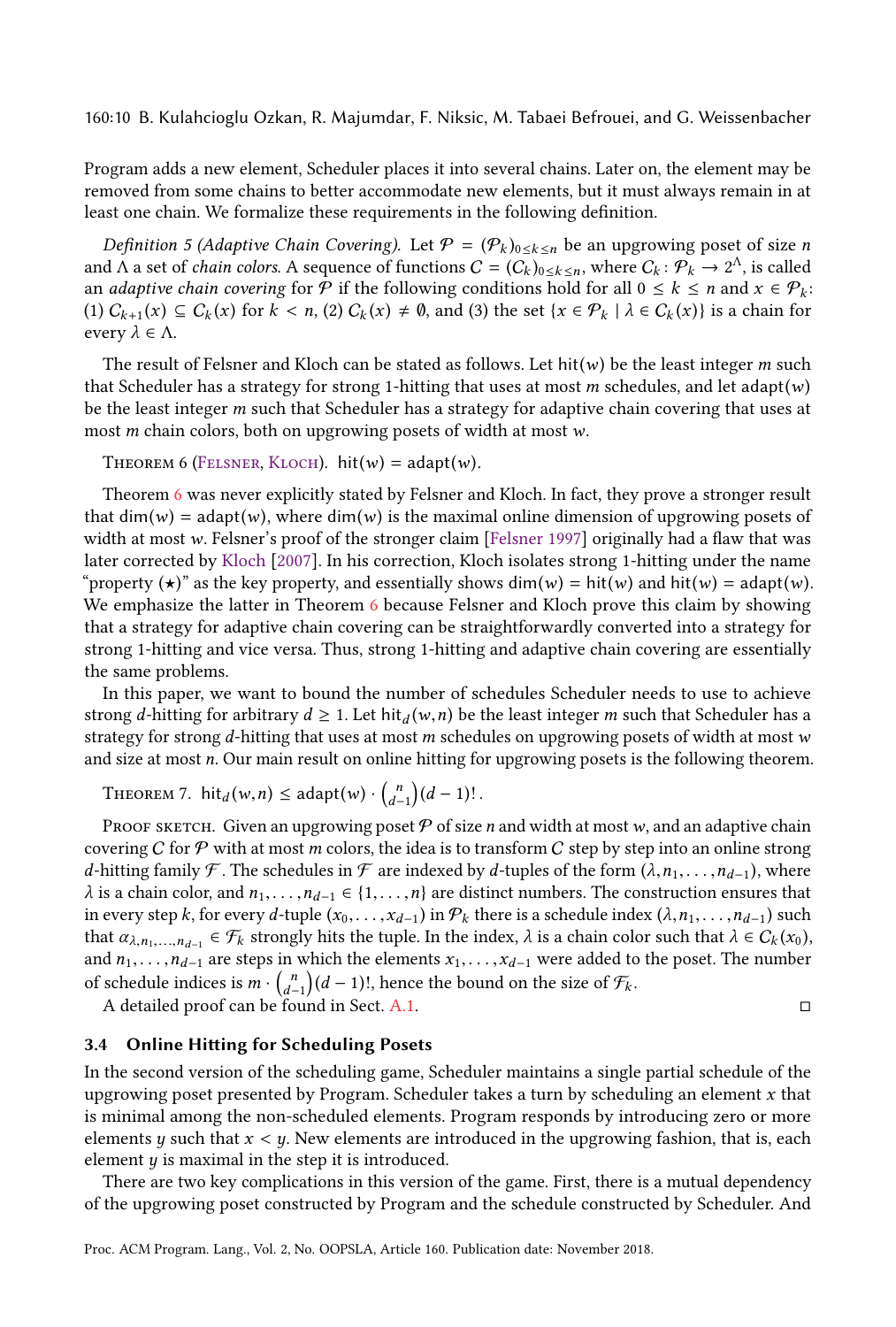Program adds a new element, Scheduler places it into several chains. Later on, the element may be removed from some chains to better accommodate new elements, but it must always remain in at least one chain. We formalize these requirements in the following definition.

*Definition 5 (Adaptive Chain Covering).* Let $\mathcal{P} = (\mathcal{P}_k)_{0 \le k \le n}$ be an upgrowing poset of size $n$ and $\Lambda$ a set of *chain colors*. A sequence of functions $C = (C_k)_{0 \le k \le n}$, where $C_k : \mathcal{P}_k \to 2^\Lambda$, is called an *adaptive chain covering* for $\mathcal{P}$ if the following conditions hold for all $0 \le k \le n$ and $x \in \mathcal{P}_k$: (1) $C_{k+1}(x) \subseteq C_k(x)$ for $k < n$, (2) $C_k(x) \ne \emptyset$, and (3) the set $\{x \in \mathcal{P}_k \mid \lambda \in C_k(x)\}$ is a chain for every $\lambda \in \Lambda$.

The result of Felsner and Kloch can be stated as follows. Let $\text{hit}(w)$ be the least integer $m$ such that Scheduler has a strategy for strong 1-hitting that uses at most $m$ schedules, and let $\text{adapt}(w)$ be the least integer $m$ such that Scheduler has a strategy for adaptive chain covering that uses at most $m$ chain colors, both on upgrowing posets of width at most $w$.

Theorem 6 (Felsner, Kloch). $\text{hit}(w) = \text{adapt}(w)$.

Theorem 6 was never explicitly stated by Felsner and Kloch. In fact, they prove a stronger result that $\dim(w) = \text{adapt}(w)$, where $\dim(w)$ is the maximal online dimension of upgrowing posets of width at most $w$. Felsner's proof of the stronger claim [Felsner 1997] originally had a flaw that was later corrected by Kloch [2007]. In his correction, Kloch isolates strong 1-hitting under the name "property $(\star)$" as the key property, and essentially shows $\dim(w) = \text{hit}(w)$ and $\text{hit}(w) = \text{adapt}(w)$. We emphasize the latter in Theorem 6 because Felsner and Kloch prove this claim by showing that a strategy for adaptive chain covering can be straightforwardly converted into a strategy for strong 1-hitting and vice versa. Thus, strong 1-hitting and adaptive chain covering are essentially the same problems.

In this paper, we want to bound the number of schedules Scheduler needs to use to achieve strong $d$-hitting for arbitrary $d \ge 1$. Let $\text{hit}_d(w, n)$ be the least integer $m$ such that Scheduler has a strategy for strong $d$-hitting that uses at most $m$ schedules on upgrowing posets of width at most $w$ and size at most $n$. Our main result on online hitting for upgrowing posets is the following theorem.

Theorem 7. $\text{hit}_d(w, n) \le \text{adapt}(w) \cdot \binom{n}{d-1}(d-1)!$.

Proof sketch. Given an upgrowing poset $\mathcal{P}$ of size $n$ and width at most $w$, and an adaptive chain covering $C$ for $\mathcal{P}$ with at most $m$ colors, the idea is to transform $C$ step by step into an online strong $d$-hitting family $\mathcal{F}$. The schedules in $\mathcal{F}$ are indexed by $d$-tuples of the form $(\lambda, n_1, \ldots, n_{d-1})$, where $\lambda$ is a chain color, and $n_1, \ldots, n_{d-1} \in \{1, \ldots, n\}$ are distinct numbers. The construction ensures that in every step $k$, for every $d$-tuple $(x_0, \ldots, x_{d-1})$ in $\mathcal{P}_k$ there is a schedule index $(\lambda, n_1, \ldots, n_{d-1})$ such that $\alpha_{\lambda, n_1, \ldots, n_{d-1}} \in \mathcal{F}_k$ strongly hits the tuple. In the index, $\lambda$ is a chain color such that $\lambda \in C_k(x_0)$, and $n_1, \ldots, n_{d-1}$ are steps in which the elements $x_1, \ldots, x_{d-1}$ were added to the poset. The number of schedule indices is $m \cdot \binom{n}{d-1}(d-1)!$, hence the bound on the size of $\mathcal{F}_k$.

A detailed proof can be found in Sect. A.1. □

### 3.4 Online Hitting for Scheduling Posets

In the second version of the scheduling game, Scheduler maintains a single partial schedule of the upgrowing poset presented by Program. Scheduler takes a turn by scheduling an element $x$ that is minimal among the non-scheduled elements. Program responds by introducing zero or more elements $y$ such that $x < y$. New elements are introduced in the upgrowing fashion, that is, each element $y$ is maximal in the step it is introduced.

There are two key complications in this version of the game. First, there is a mutual dependency of the upgrowing poset constructed by Program and the schedule constructed by Scheduler. And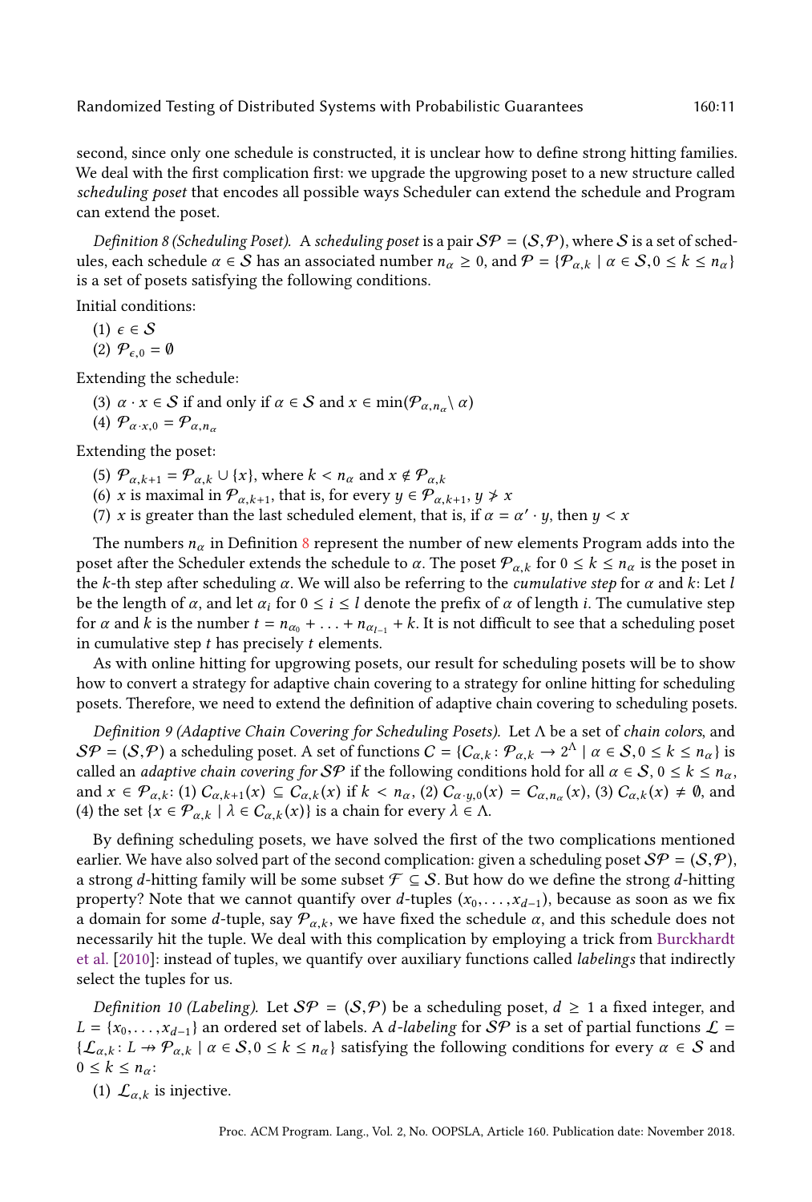second, since only one schedule is constructed, it is unclear how to define strong hitting families. We deal with the first complication first: we upgrade the upgrowing poset to a new structure called *scheduling poset* that encodes all possible ways Scheduler can extend the schedule and Program can extend the poset.

*Definition 8 (Scheduling Poset).* A *scheduling poset* is a pair $\mathcal{SP} = (\mathcal{S}, \mathcal{P})$, where $\mathcal{S}$ is a set of schedules, each schedule $\alpha \in \mathcal{S}$ has an associated number $n_\alpha \geq 0$, and $\mathcal{P} = \{\mathcal{P}_{\alpha,k} \mid \alpha \in \mathcal{S}, 0 \leq k \leq n_\alpha\}$ is a set of posets satisfying the following conditions.

Initial conditions:

(1) $\epsilon \in \mathcal{S}$
(2) $\mathcal{P}_{\epsilon,0} = \emptyset$

Extending the schedule:

(3) $\alpha \cdot x \in \mathcal{S}$ if and only if $\alpha \in \mathcal{S}$ and $x \in \min(\mathcal{P}_{\alpha,n_\alpha} \setminus \alpha)$
(4) $\mathcal{P}_{\alpha \cdot x, 0} = \mathcal{P}_{\alpha, n_\alpha}$

Extending the poset:

(5) $\mathcal{P}_{\alpha,k+1} = \mathcal{P}_{\alpha,k} \cup \{x\}$, where $k < n_\alpha$ and $x \notin \mathcal{P}_{\alpha,k}$
(6) $x$ is maximal in $\mathcal{P}_{\alpha,k+1}$, that is, for every $y \in \mathcal{P}_{\alpha,k+1}$, $y \not> x$
(7) $x$ is greater than the last scheduled element, that is, if $\alpha = \alpha' \cdot y$, then $y < x$

The numbers $n_\alpha$ in Definition 8 represent the number of new elements Program adds into the poset after the Scheduler extends the schedule to $\alpha$. The poset $\mathcal{P}_{\alpha,k}$ for $0 \leq k \leq n_\alpha$ is the poset in the $k$-th step after scheduling $\alpha$. We will also be referring to the *cumulative step* for $\alpha$ and $k$: Let $l$ be the length of $\alpha$, and let $\alpha_i$ for $0 \leq i \leq l$ denote the prefix of $\alpha$ of length $i$. The cumulative step for $\alpha$ and $k$ is the number $t = n_{\alpha_0} + \ldots + n_{\alpha_{l-1}} + k$. It is not difficult to see that a scheduling poset in cumulative step $t$ has precisely $t$ elements.

As with online hitting for upgrowing posets, our result for scheduling posets will be to show how to convert a strategy for adaptive chain covering to a strategy for online hitting for scheduling posets. Therefore, we need to extend the definition of adaptive chain covering to scheduling posets.

*Definition 9 (Adaptive Chain Covering for Scheduling Posets).* Let $\Lambda$ be a set of *chain colors*, and $\mathcal{SP} = (\mathcal{S}, \mathcal{P})$ a scheduling poset. A set of functions $C = \{C_{\alpha,k} : \mathcal{P}_{\alpha,k} \to 2^\Lambda \mid \alpha \in \mathcal{S}, 0 \leq k \leq n_\alpha\}$ is called an *adaptive chain covering for* $\mathcal{SP}$ if the following conditions hold for all $\alpha \in \mathcal{S}$, $0 \leq k \leq n_\alpha$, and $x \in \mathcal{P}_{\alpha,k}$: (1) $C_{\alpha,k+1}(x) \subseteq C_{\alpha,k}(x)$ if $k < n_\alpha$, (2) $C_{\alpha \cdot y, 0}(x) = C_{\alpha, n_\alpha}(x)$, (3) $C_{\alpha,k}(x) \neq \emptyset$, and (4) the set $\{x \in \mathcal{P}_{\alpha,k} \mid \lambda \in C_{\alpha,k}(x)\}$ is a chain for every $\lambda \in \Lambda$.

By defining scheduling posets, we have solved the first of the two complications mentioned earlier. We have also solved part of the second complication: given a scheduling poset $\mathcal{SP} = (\mathcal{S}, \mathcal{P})$, a strong $d$-hitting family will be some subset $\mathcal{F} \subseteq \mathcal{S}$. But how do we define the strong $d$-hitting property? Note that we cannot quantify over $d$-tuples $(x_0, \ldots, x_{d-1})$, because as soon as we fix a domain for some $d$-tuple, say $\mathcal{P}_{\alpha,k}$, we have fixed the schedule $\alpha$, and this schedule does not necessarily hit the tuple. We deal with this complication by employing a trick from Burckhardt et al. [2010]: instead of tuples, we quantify over auxiliary functions called *labelings* that indirectly select the tuples for us.

*Definition 10 (Labeling).* Let $\mathcal{SP} = (\mathcal{S}, \mathcal{P})$ be a scheduling poset, $d \geq 1$ a fixed integer, and $L = \{x_0, \ldots, x_{d-1}\}$ an ordered set of labels. A *$d$-labeling* for $\mathcal{SP}$ is a set of partial functions $\mathcal{L} = \{\mathcal{L}_{\alpha,k} : L \rightharpoonup \mathcal{P}_{\alpha,k} \mid \alpha \in \mathcal{S}, 0 \leq k \leq n_\alpha\}$ satisfying the following conditions for every $\alpha \in \mathcal{S}$ and $0 \leq k \leq n_\alpha$:

(1) $\mathcal{L}_{\alpha,k}$ is injective.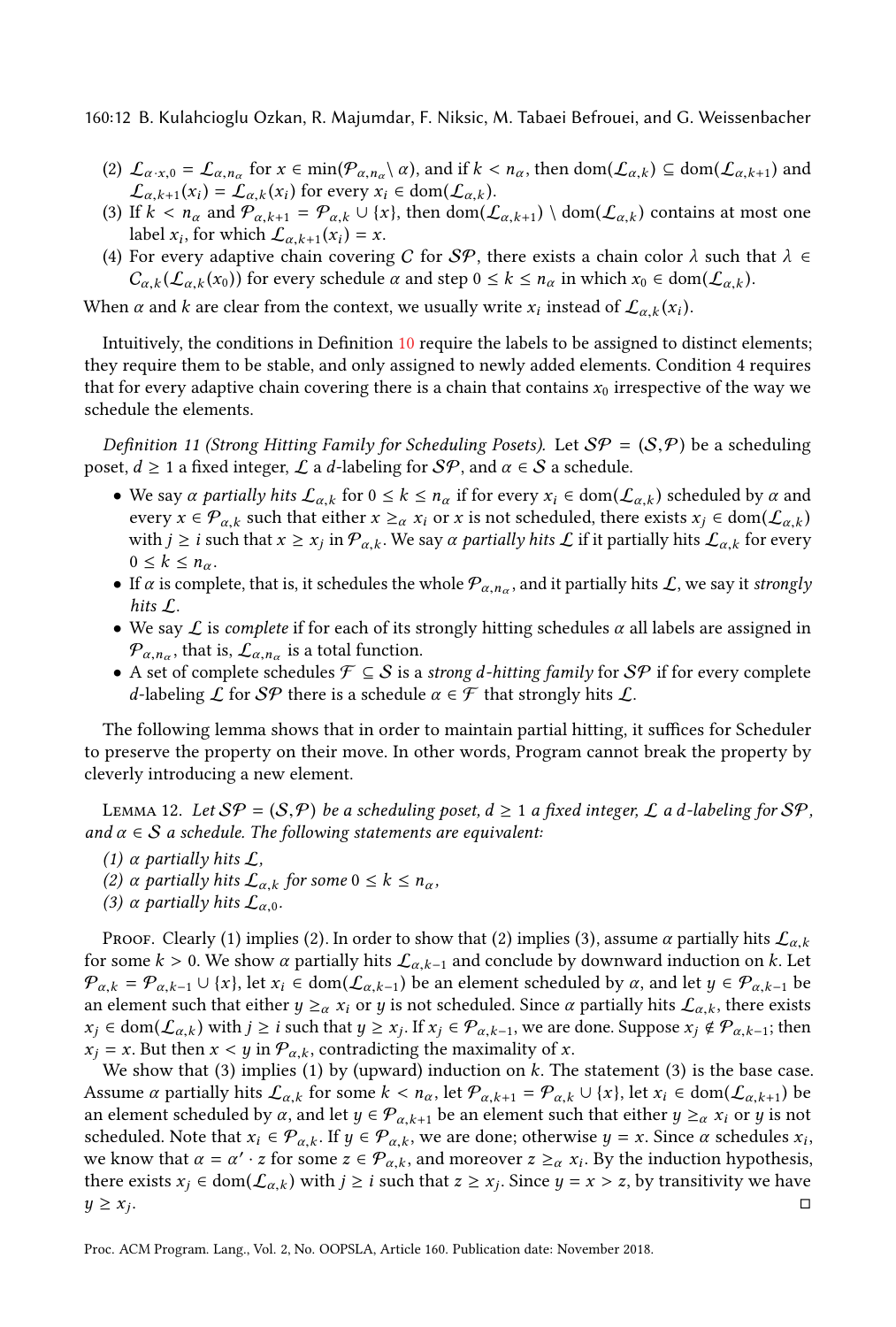(2) $\mathcal{L}_{\alpha\cdot x,0} = \mathcal{L}_{\alpha,n_\alpha}$ for $x \in \min(\mathcal{P}_{\alpha,n_\alpha} \setminus \alpha)$, and if $k < n_\alpha$, then $\text{dom}(\mathcal{L}_{\alpha,k}) \subseteq \text{dom}(\mathcal{L}_{\alpha,k+1})$ and $\mathcal{L}_{\alpha,k+1}(x_i) = \mathcal{L}_{\alpha,k}(x_i)$ for every $x_i \in \text{dom}(\mathcal{L}_{\alpha,k})$.

(3) If $k < n_\alpha$ and $\mathcal{P}_{\alpha,k+1} = \mathcal{P}_{\alpha,k} \cup \{x\}$, then $\text{dom}(\mathcal{L}_{\alpha,k+1}) \setminus \text{dom}(\mathcal{L}_{\alpha,k})$ contains at most one label $x_i$, for which $\mathcal{L}_{\alpha,k+1}(x_i) = x$.

(4) For every adaptive chain covering $C$ for $\mathcal{SP}$, there exists a chain color $\lambda$ such that $\lambda \in C_{\alpha,k}(\mathcal{L}_{\alpha,k}(x_0))$ for every schedule $\alpha$ and step $0 \leq k \leq n_\alpha$ in which $x_0 \in \text{dom}(\mathcal{L}_{\alpha,k})$.

When $\alpha$ and $k$ are clear from the context, we usually write $x_i$ instead of $\mathcal{L}_{\alpha,k}(x_i)$.

Intuitively, the conditions in Definition 10 require the labels to be assigned to distinct elements; they require them to be stable, and only assigned to newly added elements. Condition 4 requires that for every adaptive chain covering there is a chain that contains $x_0$ irrespective of the way we schedule the elements.

*Definition 11 (Strong Hitting Family for Scheduling Posets).* Let $\mathcal{SP} = (\mathcal{S}, \mathcal{P})$ be a scheduling poset, $d \geq 1$ a fixed integer, $\mathcal{L}$ a $d$-labeling for $\mathcal{SP}$, and $\alpha \in \mathcal{S}$ a schedule.

- We say $\alpha$ *partially hits* $\mathcal{L}_{\alpha,k}$ for $0 \leq k \leq n_\alpha$ if for every $x_i \in \text{dom}(\mathcal{L}_{\alpha,k})$ scheduled by $\alpha$ and every $x \in \mathcal{P}_{\alpha,k}$ such that either $x \geq_\alpha x_i$ or $x$ is not scheduled, there exists $x_j \in \text{dom}(\mathcal{L}_{\alpha,k})$ with $j \geq i$ such that $x \geq x_j$ in $\mathcal{P}_{\alpha,k}$. We say $\alpha$ *partially hits* $\mathcal{L}$ if it partially hits $\mathcal{L}_{\alpha,k}$ for every $0 \leq k \leq n_\alpha$.
- If $\alpha$ is complete, that is, it schedules the whole $\mathcal{P}_{\alpha,n_\alpha}$, and it partially hits $\mathcal{L}$, we say it *strongly hits* $\mathcal{L}$.
- We say $\mathcal{L}$ is *complete* if for each of its strongly hitting schedules $\alpha$ all labels are assigned in $\mathcal{P}_{\alpha,n_\alpha}$, that is, $\mathcal{L}_{\alpha,n_\alpha}$ is a total function.
- A set of complete schedules $\mathcal{F} \subseteq \mathcal{S}$ is a *strong $d$-hitting family* for $\mathcal{SP}$ if for every complete $d$-labeling $\mathcal{L}$ for $\mathcal{SP}$ there is a schedule $\alpha \in \mathcal{F}$ that strongly hits $\mathcal{L}$.

The following lemma shows that in order to maintain partial hitting, it suffices for Scheduler to preserve the property on their move. In other words, Program cannot break the property by cleverly introducing a new element.

Lemma 12. *Let $\mathcal{SP} = (\mathcal{S}, \mathcal{P})$ be a scheduling poset, $d \geq 1$ a fixed integer, $\mathcal{L}$ a $d$-labeling for $\mathcal{SP}$, and $\alpha \in \mathcal{S}$ a schedule. The following statements are equivalent:*

*(1) $\alpha$ partially hits $\mathcal{L}$,*

*(2) $\alpha$ partially hits $\mathcal{L}_{\alpha,k}$ for some $0 \leq k \leq n_\alpha$,*

*(3) $\alpha$ partially hits $\mathcal{L}_{\alpha,0}$.*

Proof. Clearly (1) implies (2). In order to show that (2) implies (3), assume $\alpha$ partially hits $\mathcal{L}_{\alpha,k}$ for some $k > 0$. We show $\alpha$ partially hits $\mathcal{L}_{\alpha,k-1}$ and conclude by downward induction on $k$. Let $\mathcal{P}_{\alpha,k} = \mathcal{P}_{\alpha,k-1} \cup \{x\}$, let $x_i \in \text{dom}(\mathcal{L}_{\alpha,k-1})$ be an element scheduled by $\alpha$, and let $y \in \mathcal{P}_{\alpha,k-1}$ be an element such that either $y \geq_\alpha x_i$ or $y$ is not scheduled. Since $\alpha$ partially hits $\mathcal{L}_{\alpha,k}$, there exists $x_j \in \text{dom}(\mathcal{L}_{\alpha,k})$ with $j \geq i$ such that $y \geq x_j$. If $x_j \in \mathcal{P}_{\alpha,k-1}$, we are done. Suppose $x_j \notin \mathcal{P}_{\alpha,k-1}$; then $x_j = x$. But then $x < y$ in $\mathcal{P}_{\alpha,k}$, contradicting the maximality of $x$.

We show that (3) implies (1) by (upward) induction on $k$. The statement (3) is the base case. Assume $\alpha$ partially hits $\mathcal{L}_{\alpha,k}$ for some $k < n_\alpha$, let $\mathcal{P}_{\alpha,k+1} = \mathcal{P}_{\alpha,k} \cup \{x\}$, let $x_i \in \text{dom}(\mathcal{L}_{\alpha,k+1})$ be an element scheduled by $\alpha$, and let $y \in \mathcal{P}_{\alpha,k+1}$ be an element such that either $y \geq_\alpha x_i$ or $y$ is not scheduled. Note that $x_i \in \mathcal{P}_{\alpha,k}$. If $y \in \mathcal{P}_{\alpha,k}$, we are done; otherwise $y = x$. Since $\alpha$ schedules $x_i$, we know that $\alpha = \alpha' \cdot z$ for some $z \in \mathcal{P}_{\alpha,k}$, and moreover $z \geq_\alpha x_i$. By the induction hypothesis, there exists $x_j \in \text{dom}(\mathcal{L}_{\alpha,k})$ with $j \geq i$ such that $z \geq x_j$. Since $y = x > z$, by transitivity we have $y \geq x_j$. ◻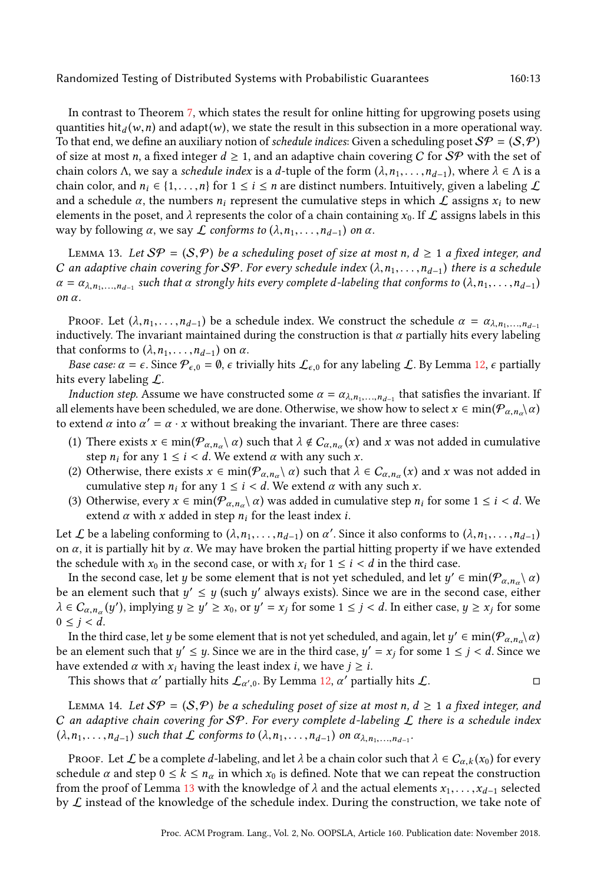In contrast to Theorem 7, which states the result for online hitting for upgrowing posets using quantities $\text{hit}_d(w, n)$ and $\text{adapt}(w)$, we state the result in this subsection in a more operational way. To that end, we define an auxiliary notion of *schedule indices*: Given a scheduling poset $\mathcal{SP} = (\mathcal{S}, \mathcal{P})$ of size at most $n$, a fixed integer $d \geq 1$, and an adaptive chain covering $C$ for $\mathcal{SP}$ with the set of chain colors $\Lambda$, we say a *schedule index* is a $d$-tuple of the form $(\lambda, n_1, \ldots, n_{d-1})$, where $\lambda \in \Lambda$ is a chain color, and $n_i \in \{1, \ldots, n\}$ for $1 \leq i \leq n$ are distinct numbers. Intuitively, given a labeling $\mathcal{L}$ and a schedule $\alpha$, the numbers $n_i$ represent the cumulative steps in which $\mathcal{L}$ assigns $x_i$ to new elements in the poset, and $\lambda$ represents the color of a chain containing $x_0$. If $\mathcal{L}$ assigns labels in this way by following $\alpha$, we say $\mathcal{L}$ *conforms to* $(\lambda, n_1, \ldots, n_{d-1})$ *on* $\alpha$.

Lemma 13. *Let $\mathcal{SP} = (\mathcal{S}, \mathcal{P})$ be a scheduling poset of size at most $n$, $d \geq 1$ a fixed integer, and $C$ an adaptive chain covering for $\mathcal{SP}$. For every schedule index $(\lambda, n_1, \ldots, n_{d-1})$ there is a schedule $\alpha = \alpha_{\lambda, n_1, \ldots, n_{d-1}}$ such that $\alpha$ strongly hits every complete $d$-labeling that conforms to $(\lambda, n_1, \ldots, n_{d-1})$ on $\alpha$.*

Proof. Let $(\lambda, n_1, \ldots, n_{d-1})$ be a schedule index. We construct the schedule $\alpha = \alpha_{\lambda, n_1, \ldots, n_{d-1}}$ inductively. The invariant maintained during the construction is that $\alpha$ partially hits every labeling that conforms to $(\lambda, n_1, \ldots, n_{d-1})$ on $\alpha$.

*Base case:* $\alpha = \epsilon$. Since $\mathcal{P}_{\epsilon,0} = \emptyset$, $\epsilon$ trivially hits $\mathcal{L}_{\epsilon,0}$ for any labeling $\mathcal{L}$. By Lemma 12, $\epsilon$ partially hits every labeling $\mathcal{L}$.

*Induction step.* Assume we have constructed some $\alpha = \alpha_{\lambda, n_1, \ldots, n_{d-1}}$ that satisfies the invariant. If all elements have been scheduled, we are done. Otherwise, we show how to select $x \in \min(\mathcal{P}_{\alpha, n_\alpha} \setminus \alpha)$ to extend $\alpha$ into $\alpha' = \alpha \cdot x$ without breaking the invariant. There are three cases:

1. There exists $x \in \min(\mathcal{P}_{\alpha, n_\alpha} \setminus \alpha)$ such that $\lambda \notin C_{\alpha, n_\alpha}(x)$ and $x$ was not added in cumulative step $n_i$ for any $1 \leq i < d$. We extend $\alpha$ with any such $x$.
2. Otherwise, there exists $x \in \min(\mathcal{P}_{\alpha, n_\alpha} \setminus \alpha)$ such that $\lambda \in C_{\alpha, n_\alpha}(x)$ and $x$ was not added in cumulative step $n_i$ for any $1 \leq i < d$. We extend $\alpha$ with any such $x$.
3. Otherwise, every $x \in \min(\mathcal{P}_{\alpha, n_\alpha} \setminus \alpha)$ was added in cumulative step $n_i$ for some $1 \leq i < d$. We extend $\alpha$ with $x$ added in step $n_i$ for the least index $i$.

Let $\mathcal{L}$ be a labeling conforming to $(\lambda, n_1, \ldots, n_{d-1})$ on $\alpha'$. Since it also conforms to $(\lambda, n_1, \ldots, n_{d-1})$ on $\alpha$, it is partially hit by $\alpha$. We may have broken the partial hitting property if we have extended the schedule with $x_0$ in the second case, or with $x_i$ for $1 \leq i < d$ in the third case.

In the second case, let $y$ be some element that is not yet scheduled, and let $y' \in \min(\mathcal{P}_{\alpha, n_\alpha} \setminus \alpha)$ be an element such that $y' \leq y$ (such $y'$ always exists). Since we are in the second case, either $\lambda \in C_{\alpha, n_\alpha}(y')$, implying $y \geq y' \geq x_0$, or $y' = x_j$ for some $1 \leq j < d$. In either case, $y \geq x_j$ for some $0 \leq j < d$.

In the third case, let $y$ be some element that is not yet scheduled, and again, let $y' \in \min(\mathcal{P}_{\alpha, n_\alpha} \setminus \alpha)$ be an element such that $y' \leq y$. Since we are in the third case, $y' = x_j$ for some $1 \leq j < d$. Since we have extended $\alpha$ with $x_i$ having the least index $i$, we have $j \geq i$.

This shows that $\alpha'$ partially hits $\mathcal{L}_{\alpha',0}$. By Lemma 12, $\alpha'$ partially hits $\mathcal{L}$. ◻

Lemma 14. *Let $\mathcal{SP} = (\mathcal{S}, \mathcal{P})$ be a scheduling poset of size at most $n$, $d \geq 1$ a fixed integer, and $C$ an adaptive chain covering for $\mathcal{SP}$. For every complete $d$-labeling $\mathcal{L}$ there is a schedule index $(\lambda, n_1, \ldots, n_{d-1})$ such that $\mathcal{L}$ conforms to $(\lambda, n_1, \ldots, n_{d-1})$ on $\alpha_{\lambda, n_1, \ldots, n_{d-1}}$.*

Proof. Let $\mathcal{L}$ be a complete $d$-labeling, and let $\lambda$ be a chain color such that $\lambda \in C_{\alpha,k}(x_0)$ for every schedule $\alpha$ and step $0 \leq k \leq n_\alpha$ in which $x_0$ is defined. Note that we can repeat the construction from the proof of Lemma 13 with the knowledge of $\lambda$ and the actual elements $x_1, \ldots, x_{d-1}$ selected by $\mathcal{L}$ instead of the knowledge of the schedule index. During the construction, we take note of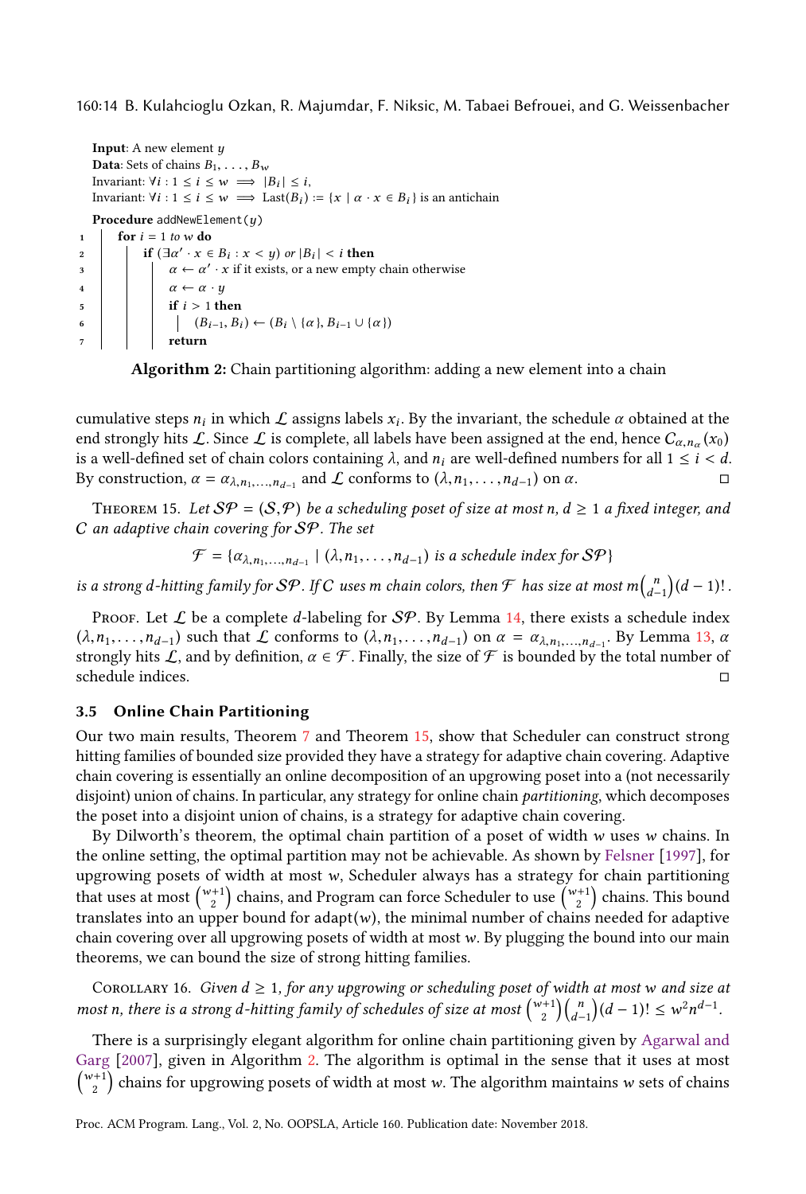**Input**: A new element $y$
**Data**: Sets of chains $B_1, \ldots, B_w$
Invariant: $\forall i : 1 \le i \le w \implies |B_i| \le i$,
Invariant: $\forall i : 1 \le i \le w \implies \mathrm{Last}(B_i) := \{x \mid \alpha \cdot x \in B_i\}$ is an antichain

```
Procedure addNewElement(y)
1   for i = 1 to w do
2       if (∃α′ · x ∈ B_i : x < y) or |B_i| < i then
3           α ← α′ · x if it exists, or a new empty chain otherwise
4           α ← α · y
5           if i > 1 then
6               (B_{i−1}, B_i) ← (B_i \ {α}, B_{i−1} ∪ {α})
7           return
```

**Algorithm 2:** Chain partitioning algorithm: adding a new element into a chain

cumulative steps $n_i$ in which $\mathcal{L}$ assigns labels $x_i$. By the invariant, the schedule $\alpha$ obtained at the end strongly hits $\mathcal{L}$. Since $\mathcal{L}$ is complete, all labels have been assigned at the end, hence $C_{\alpha,n_\alpha}(x_0)$ is a well-defined set of chain colors containing $\lambda$, and $n_i$ are well-defined numbers for all $1 \le i < d$. By construction, $\alpha = \alpha_{\lambda,n_1,\ldots,n_{d-1}}$ and $\mathcal{L}$ conforms to $(\lambda, n_1, \ldots, n_{d-1})$ on $\alpha$. ◻

Theorem 15. *Let $\mathcal{SP} = (\mathcal{S}, \mathcal{P})$ be a scheduling poset of size at most $n$, $d \ge 1$ a fixed integer, and $C$ an adaptive chain covering for $\mathcal{SP}$. The set*

$$\mathcal{F} = \{\alpha_{\lambda,n_1,\ldots,n_{d-1}} \mid (\lambda, n_1, \ldots, n_{d-1}) \text{ is a schedule index for } \mathcal{SP}\}$$

*is a strong $d$-hitting family for $\mathcal{SP}$. If $C$ uses $m$ chain colors, then $\mathcal{F}$ has size at most $m\binom{n}{d-1}(d-1)!$.*

Proof. Let $\mathcal{L}$ be a complete $d$-labeling for $\mathcal{SP}$. By Lemma 14, there exists a schedule index $(\lambda, n_1, \ldots, n_{d-1})$ such that $\mathcal{L}$ conforms to $(\lambda, n_1, \ldots, n_{d-1})$ on $\alpha = \alpha_{\lambda,n_1,\ldots,n_{d-1}}$. By Lemma 13, $\alpha$ strongly hits $\mathcal{L}$, and by definition, $\alpha \in \mathcal{F}$. Finally, the size of $\mathcal{F}$ is bounded by the total number of schedule indices. ◻

### 3.5 Online Chain Partitioning

Our two main results, Theorem 7 and Theorem 15, show that Scheduler can construct strong hitting families of bounded size provided they have a strategy for adaptive chain covering. Adaptive chain covering is essentially an online decomposition of an upgrowing poset into a (not necessarily disjoint) union of chains. In particular, any strategy for online chain *partitioning*, which decomposes the poset into a disjoint union of chains, is a strategy for adaptive chain covering.

By Dilworth's theorem, the optimal chain partition of a poset of width $w$ uses $w$ chains. In the online setting, the optimal partition may not be achievable. As shown by Felsner [1997], for upgrowing posets of width at most $w$, Scheduler always has a strategy for chain partitioning that uses at most $\binom{w+1}{2}$ chains, and Program can force Scheduler to use $\binom{w+1}{2}$ chains. This bound translates into an upper bound for adapt$(w)$, the minimal number of chains needed for adaptive chain covering over all upgrowing posets of width at most $w$. By plugging the bound into our main theorems, we can bound the size of strong hitting families.

Corollary 16. *Given $d \ge 1$, for any upgrowing or scheduling poset of width at most $w$ and size at most $n$, there is a strong $d$-hitting family of schedules of size at most $\binom{w+1}{2}\binom{n}{d-1}(d-1)! \le w^2 n^{d-1}$.*

There is a surprisingly elegant algorithm for online chain partitioning given by Agarwal and Garg [2007], given in Algorithm 2. The algorithm is optimal in the sense that it uses at most $\binom{w+1}{2}$ chains for upgrowing posets of width at most $w$. The algorithm maintains $w$ sets of chains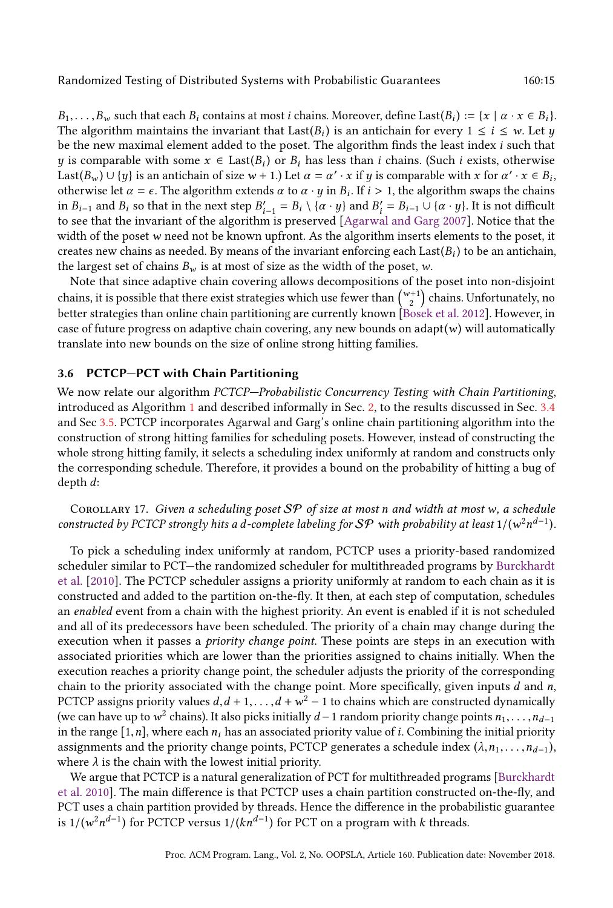$B_1, \ldots, B_w$ such that each $B_i$ contains at most $i$ chains. Moreover, define $\text{Last}(B_i) := \{x \mid \alpha \cdot x \in B_i\}$. The algorithm maintains the invariant that $\text{Last}(B_i)$ is an antichain for every $1 \leq i \leq w$. Let $y$ be the new maximal element added to the poset. The algorithm finds the least index $i$ such that $y$ is comparable with some $x \in \text{Last}(B_i)$ or $B_i$ has less than $i$ chains. (Such $i$ exists, otherwise $\text{Last}(B_w) \cup \{y\}$ is an antichain of size $w + 1$.) Let $\alpha = \alpha' \cdot x$ if $y$ is comparable with $x$ for $\alpha' \cdot x \in B_i$, otherwise let $\alpha = \epsilon$. The algorithm extends $\alpha$ to $\alpha \cdot y$ in $B_i$. If $i > 1$, the algorithm swaps the chains in $B_{i-1}$ and $B_i$ so that in the next step $B'_{i-1} = B_i \setminus \{\alpha \cdot y\}$ and $B'_i = B_{i-1} \cup \{\alpha \cdot y\}$. It is not difficult to see that the invariant of the algorithm is preserved [Agarwal and Garg 2007]. Notice that the width of the poset $w$ need not be known upfront. As the algorithm inserts elements to the poset, it creates new chains as needed. By means of the invariant enforcing each $\text{Last}(B_i)$ to be an antichain, the largest set of chains $B_w$ is at most of size as the width of the poset, $w$.

Note that since adaptive chain covering allows decompositions of the poset into non-disjoint chains, it is possible that there exist strategies which use fewer than $\binom{w+1}{2}$ chains. Unfortunately, no better strategies than online chain partitioning are currently known [Bosek et al. 2012]. However, in case of future progress on adaptive chain covering, any new bounds on $\text{adapt}(w)$ will automatically translate into new bounds on the size of online strong hitting families.

### 3.6 PCTCP—PCT with Chain Partitioning

We now relate our algorithm *PCTCP—Probabilistic Concurrency Testing with Chain Partitioning*, introduced as Algorithm 1 and described informally in Sec. 2, to the results discussed in Sec. 3.4 and Sec 3.5. PCTCP incorporates Agarwal and Garg's online chain partitioning algorithm into the construction of strong hitting families for scheduling posets. However, instead of constructing the whole strong hitting family, it selects a scheduling index uniformly at random and constructs only the corresponding schedule. Therefore, it provides a bound on the probability of hitting a bug of depth $d$:

Corollary 17. *Given a scheduling poset $\mathcal{SP}$ of size at most $n$ and width at most $w$, a schedule constructed by PCTCP strongly hits a $d$-complete labeling for $\mathcal{SP}$ with probability at least $1/(w^2 n^{d-1})$.*

To pick a scheduling index uniformly at random, PCTCP uses a priority-based randomized scheduler similar to PCT—the randomized scheduler for multithreaded programs by Burckhardt et al. [2010]. The PCTCP scheduler assigns a priority uniformly at random to each chain as it is constructed and added to the partition on-the-fly. It then, at each step of computation, schedules an *enabled* event from a chain with the highest priority. An event is enabled if it is not scheduled and all of its predecessors have been scheduled. The priority of a chain may change during the execution when it passes a *priority change point*. These points are steps in an execution with associated priorities which are lower than the priorities assigned to chains initially. When the execution reaches a priority change point, the scheduler adjusts the priority of the corresponding chain to the priority associated with the change point. More specifically, given inputs $d$ and $n$, PCTCP assigns priority values $d, d+1, \ldots, d+w^2-1$ to chains which are constructed dynamically (we can have up to $w^2$ chains). It also picks initially $d-1$ random priority change points $n_1, \ldots, n_{d-1}$ in the range $[1, n]$, where each $n_i$ has an associated priority value of $i$. Combining the initial priority assignments and the priority change points, PCTCP generates a schedule index $(\lambda, n_1, \ldots, n_{d-1})$, where $\lambda$ is the chain with the lowest initial priority.

We argue that PCTCP is a natural generalization of PCT for multithreaded programs [Burckhardt et al. 2010]. The main difference is that PCTCP uses a chain partition constructed on-the-fly, and PCT uses a chain partition provided by threads. Hence the difference in the probabilistic guarantee is $1/(w^2 n^{d-1})$ for PCTCP versus $1/(kn^{d-1})$ for PCT on a program with $k$ threads.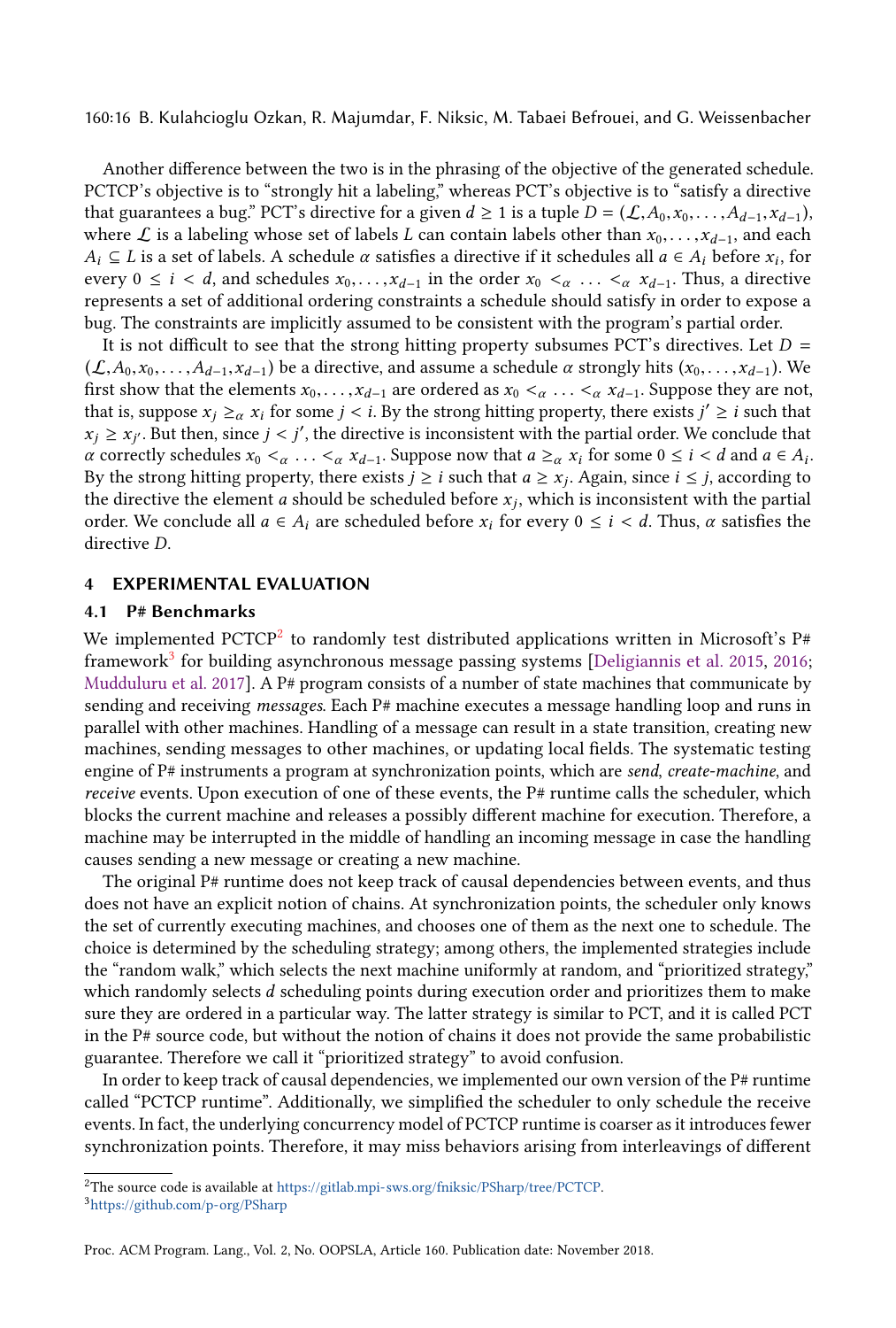Another difference between the two is in the phrasing of the objective of the generated schedule. PCTCP's objective is to "strongly hit a labeling," whereas PCT's objective is to "satisfy a directive that guarantees a bug." PCT's directive for a given $d \geq 1$ is a tuple $D = (\mathcal{L}, A_0, x_0, \ldots, A_{d-1}, x_{d-1})$, where $\mathcal{L}$ is a labeling whose set of labels $L$ can contain labels other than $x_0, \ldots, x_{d-1}$, and each $A_i \subseteq L$ is a set of labels. A schedule $\alpha$ satisfies a directive if it schedules all $a \in A_i$ before $x_i$, for every $0 \leq i < d$, and schedules $x_0, \ldots, x_{d-1}$ in the order $x_0 <_\alpha \ldots <_\alpha x_{d-1}$. Thus, a directive represents a set of additional ordering constraints a schedule should satisfy in order to expose a bug. The constraints are implicitly assumed to be consistent with the program's partial order.

It is not difficult to see that the strong hitting property subsumes PCT's directives. Let $D = (\mathcal{L}, A_0, x_0, \ldots, A_{d-1}, x_{d-1})$ be a directive, and assume a schedule $\alpha$ strongly hits $(x_0, \ldots, x_{d-1})$. We first show that the elements $x_0, \ldots, x_{d-1}$ are ordered as $x_0 <_\alpha \ldots <_\alpha x_{d-1}$. Suppose they are not, that is, suppose $x_j \geq_\alpha x_i$ for some $j < i$. By the strong hitting property, there exists $j' \geq i$ such that $x_j \geq x_{j'}$. But then, since $j < j'$, the directive is inconsistent with the partial order. We conclude that $\alpha$ correctly schedules $x_0 <_\alpha \ldots <_\alpha x_{d-1}$. Suppose now that $a \geq_\alpha x_i$ for some $0 \leq i < d$ and $a \in A_i$. By the strong hitting property, there exists $j \geq i$ such that $a \geq x_j$. Again, since $i \leq j$, according to the directive the element $a$ should be scheduled before $x_j$, which is inconsistent with the partial order. We conclude all $a \in A_i$ are scheduled before $x_i$ for every $0 \leq i < d$. Thus, $\alpha$ satisfies the directive $D$.

## 4 EXPERIMENTAL EVALUATION

### 4.1 P# Benchmarks

We implemented PCTCP[2] to randomly test distributed applications written in Microsoft's P# framework[3] for building asynchronous message passing systems [Deligiannis et al. 2015, 2016; Mudduluru et al. 2017]. A P# program consists of a number of state machines that communicate by sending and receiving *messages*. Each P# machine executes a message handling loop and runs in parallel with other machines. Handling of a message can result in a state transition, creating new machines, sending messages to other machines, or updating local fields. The systematic testing engine of P# instruments a program at synchronization points, which are *send*, *create-machine*, and *receive* events. Upon execution of one of these events, the P# runtime calls the scheduler, which blocks the current machine and releases a possibly different machine for execution. Therefore, a machine may be interrupted in the middle of handling an incoming message in case the handling causes sending a new message or creating a new machine.

The original P# runtime does not keep track of causal dependencies between events, and thus does not have an explicit notion of chains. At synchronization points, the scheduler only knows the set of currently executing machines, and chooses one of them as the next one to schedule. The choice is determined by the scheduling strategy; among others, the implemented strategies include the "random walk," which selects the next machine uniformly at random, and "prioritized strategy," which randomly selects $d$ scheduling points during execution order and prioritizes them to make sure they are ordered in a particular way. The latter strategy is similar to PCT, and it is called PCT in the P# source code, but without the notion of chains it does not provide the same probabilistic guarantee. Therefore we call it "prioritized strategy" to avoid confusion.

In order to keep track of causal dependencies, we implemented our own version of the P# runtime called "PCTCP runtime". Additionally, we simplified the scheduler to only schedule the receive events. In fact, the underlying concurrency model of PCTCP runtime is coarser as it introduces fewer synchronization points. Therefore, it may miss behaviors arising from interleavings of different

[2] The source code is available at https://gitlab.mpi-sws.org/fniksic/PSharp/tree/PCTCP.

[3] https://github.com/p-org/PSharp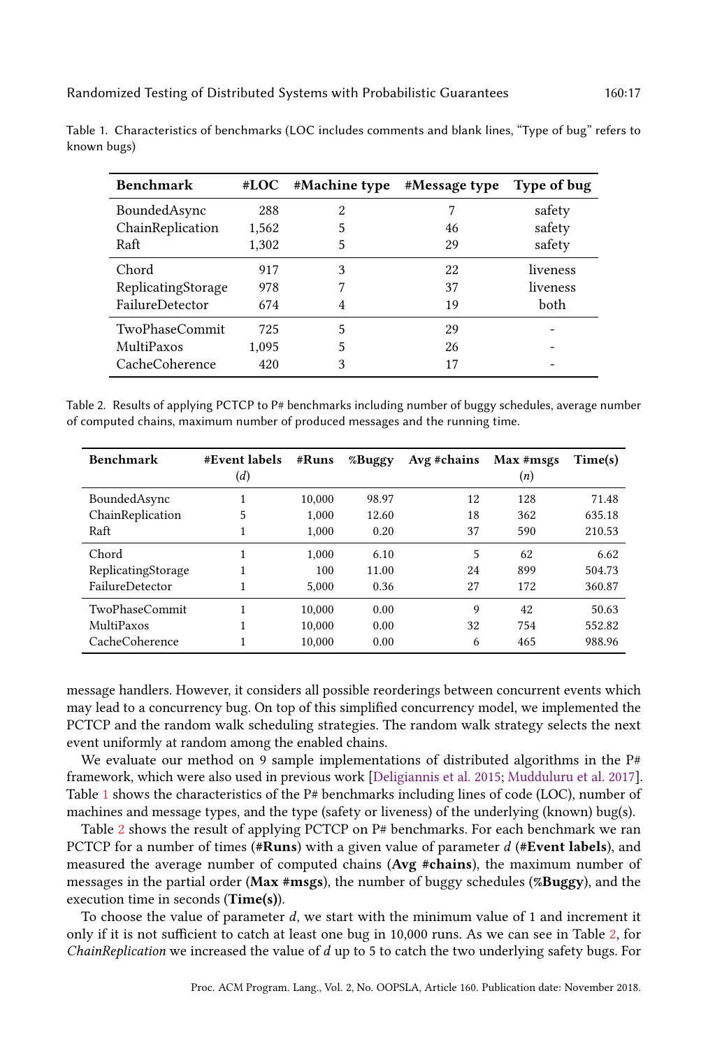Table 1. Characteristics of benchmarks (LOC includes comments and blank lines, "Type of bug" refers to known bugs)

| Benchmark | #LOC | #Machine type | #Message type | Type of bug |
|---|---|---|---|---|
| BoundedAsync | 288 | 2 | 7 | safety |
| ChainReplication | 1,562 | 5 | 46 | safety |
| Raft | 1,302 | 5 | 29 | safety |
| Chord | 917 | 3 | 22 | liveness |
| ReplicatingStorage | 978 | 7 | 37 | liveness |
| FailureDetector | 674 | 4 | 19 | both |
| TwoPhaseCommit | 725 | 5 | 29 | - |
| MultiPaxos | 1,095 | 5 | 26 | - |
| CacheCoherence | 420 | 3 | 17 | - |

Table 2. Results of applying PCTCP to P# benchmarks including number of buggy schedules, average number of computed chains, maximum number of produced messages and the running time.

| Benchmark | #Event labels ($d$) | #Runs | %Buggy | Avg #chains | Max #msgs ($n$) | Time(s) |
|---|---|---|---|---|---|---|
| BoundedAsync | 1 | 10,000 | 98.97 | 12 | 128 | 71.48 |
| ChainReplication | 5 | 1,000 | 12.60 | 18 | 362 | 635.18 |
| Raft | 1 | 1,000 | 0.20 | 37 | 590 | 210.53 |
| Chord | 1 | 1,000 | 6.10 | 5 | 62 | 6.62 |
| ReplicatingStorage | 1 | 100 | 11.00 | 24 | 899 | 504.73 |
| FailureDetector | 1 | 5,000 | 0.36 | 27 | 172 | 360.87 |
| TwoPhaseCommit | 1 | 10,000 | 0.00 | 9 | 42 | 50.63 |
| MultiPaxos | 1 | 10,000 | 0.00 | 32 | 754 | 552.82 |
| CacheCoherence | 1 | 10,000 | 0.00 | 6 | 465 | 988.96 |

message handlers. However, it considers all possible reorderings between concurrent events which may lead to a concurrency bug. On top of this simplified concurrency model, we implemented the PCTCP and the random walk scheduling strategies. The random walk strategy selects the next event uniformly at random among the enabled chains.

We evaluate our method on 9 sample implementations of distributed algorithms in the P# framework, which were also used in previous work [Deligiannis et al. 2015; Mudduluru et al. 2017]. Table 1 shows the characteristics of the P# benchmarks including lines of code (LOC), number of machines and message types, and the type (safety or liveness) of the underlying (known) bug(s).

Table 2 shows the result of applying PCTCP on P# benchmarks. For each benchmark we ran PCTCP for a number of times (**#Runs**) with a given value of parameter $d$ (**#Event labels**), and measured the average number of computed chains (**Avg #chains**), the maximum number of messages in the partial order (**Max #msgs**), the number of buggy schedules (**%Buggy**), and the execution time in seconds (**Time(s)**).

To choose the value of parameter $d$, we start with the minimum value of 1 and increment it only if it is not sufficient to catch at least one bug in 10,000 runs. As we can see in Table 2, for *ChainReplication* we increased the value of $d$ up to 5 to catch the two underlying safety bugs. For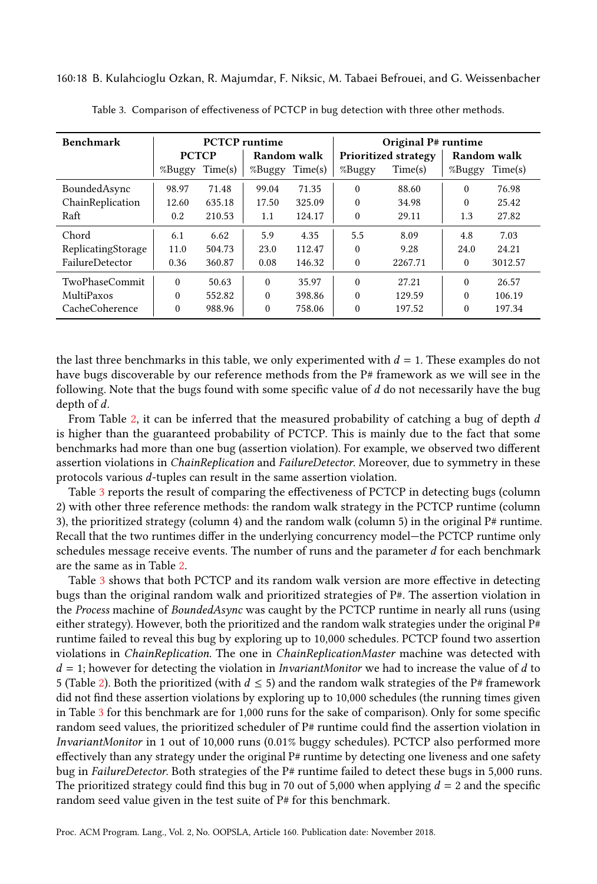Table 3. Comparison of effectiveness of PCTCP in bug detection with three other methods.

| Benchmark | PCTCP runtime | | | | Original P# runtime | | | |
|---|---|---|---|---|---|---|---|---|
| | PCTCP | | Random walk | | Prioritized strategy | | Random walk | |
| | %Buggy | Time(s) | %Buggy | Time(s) | %Buggy | Time(s) | %Buggy | Time(s) |
| BoundedAsync | 98.97 | 71.48 | 99.04 | 71.35 | 0 | 88.60 | 0 | 76.98 |
| ChainReplication | 12.60 | 635.18 | 17.50 | 325.09 | 0 | 34.98 | 0 | 25.42 |
| Raft | 0.2 | 210.53 | 1.1 | 124.17 | 0 | 29.11 | 1.3 | 27.82 |
| Chord | 6.1 | 6.62 | 5.9 | 4.35 | 5.5 | 8.09 | 4.8 | 7.03 |
| ReplicatingStorage | 11.0 | 504.73 | 23.0 | 112.47 | 0 | 9.28 | 24.0 | 24.21 |
| FailureDetector | 0.36 | 360.87 | 0.08 | 146.32 | 0 | 2267.71 | 0 | 3012.57 |
| TwoPhaseCommit | 0 | 50.63 | 0 | 35.97 | 0 | 27.21 | 0 | 26.57 |
| MultiPaxos | 0 | 552.82 | 0 | 398.86 | 0 | 129.59 | 0 | 106.19 |
| CacheCoherence | 0 | 988.96 | 0 | 758.06 | 0 | 197.52 | 0 | 197.34 |

the last three benchmarks in this table, we only experimented with $d = 1$. These examples do not have bugs discoverable by our reference methods from the P# framework as we will see in the following. Note that the bugs found with some specific value of $d$ do not necessarily have the bug depth of $d$.

From Table 2, it can be inferred that the measured probability of catching a bug of depth $d$ is higher than the guaranteed probability of PCTCP. This is mainly due to the fact that some benchmarks had more than one bug (assertion violation). For example, we observed two different assertion violations in *ChainReplication* and *FailureDetector*. Moreover, due to symmetry in these protocols various $d$-tuples can result in the same assertion violation.

Table 3 reports the result of comparing the effectiveness of PCTCP in detecting bugs (column 2) with other three reference methods: the random walk strategy in the PCTCP runtime (column 3), the prioritized strategy (column 4) and the random walk (column 5) in the original P# runtime. Recall that the two runtimes differ in the underlying concurrency model—the PCTCP runtime only schedules message receive events. The number of runs and the parameter $d$ for each benchmark are the same as in Table 2.

Table 3 shows that both PCTCP and its random walk version are more effective in detecting bugs than the original random walk and prioritized strategies of P#. The assertion violation in the *Process* machine of *BoundedAsync* was caught by the PCTCP runtime in nearly all runs (using either strategy). However, both the prioritized and the random walk strategies under the original P# runtime failed to reveal this bug by exploring up to 10,000 schedules. PCTCP found two assertion violations in *ChainReplication*. The one in *ChainReplicationMaster* machine was detected with $d = 1$; however for detecting the violation in *InvariantMonitor* we had to increase the value of $d$ to 5 (Table 2). Both the prioritized (with $d \leq 5$) and the random walk strategies of the P# framework did not find these assertion violations by exploring up to 10,000 schedules (the running times given in Table 3 for this benchmark are for 1,000 runs for the sake of comparison). Only for some specific random seed values, the prioritized scheduler of P# runtime could find the assertion violation in *InvariantMonitor* in 1 out of 10,000 runs (0.01% buggy schedules). PCTCP also performed more effectively than any strategy under the original P# runtime by detecting one liveness and one safety bug in *FailureDetector*. Both strategies of the P# runtime failed to detect these bugs in 5,000 runs. The prioritized strategy could find this bug in 70 out of 5,000 when applying $d = 2$ and the specific random seed value given in the test suite of P# for this benchmark.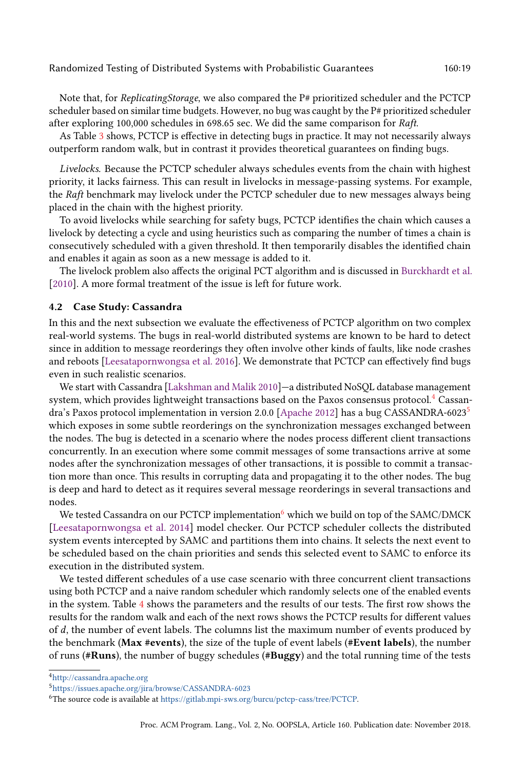Note that, for *ReplicatingStorage*, we also compared the P# prioritized scheduler and the PCTCP scheduler based on similar time budgets. However, no bug was caught by the P# prioritized scheduler after exploring 100,000 schedules in 698.65 sec. We did the same comparison for *Raft*.

As Table 3 shows, PCTCP is effective in detecting bugs in practice. It may not necessarily always outperform random walk, but in contrast it provides theoretical guarantees on finding bugs.

*Livelocks.* Because the PCTCP scheduler always schedules events from the chain with highest priority, it lacks fairness. This can result in livelocks in message-passing systems. For example, the *Raft* benchmark may livelock under the PCTCP scheduler due to new messages always being placed in the chain with the highest priority.

To avoid livelocks while searching for safety bugs, PCTCP identifies the chain which causes a livelock by detecting a cycle and using heuristics such as comparing the number of times a chain is consecutively scheduled with a given threshold. It then temporarily disables the identified chain and enables it again as soon as a new message is added to it.

The livelock problem also affects the original PCT algorithm and is discussed in Burckhardt et al. [2010]. A more formal treatment of the issue is left for future work.

### 4.2 Case Study: Cassandra

In this and the next subsection we evaluate the effectiveness of PCTCP algorithm on two complex real-world systems. The bugs in real-world distributed systems are known to be hard to detect since in addition to message reorderings they often involve other kinds of faults, like node crashes and reboots [Leesatapornwongsa et al. 2016]. We demonstrate that PCTCP can effectively find bugs even in such realistic scenarios.

We start with Cassandra [Lakshman and Malik 2010]—a distributed NoSQL database management system, which provides lightweight transactions based on the Paxos consensus protocol.[4] Cassandra's Paxos protocol implementation in version 2.0.0 [Apache 2012] has a bug CASSANDRA-6023[5] which exposes in some subtle reorderings on the synchronization messages exchanged between the nodes. The bug is detected in a scenario where the nodes process different client transactions concurrently. In an execution where some commit messages of some transactions arrive at some nodes after the synchronization messages of other transactions, it is possible to commit a transaction more than once. This results in corrupting data and propagating it to the other nodes. The bug is deep and hard to detect as it requires several message reorderings in several transactions and nodes.

We tested Cassandra on our PCTCP implementation[6] which we build on top of the SAMC/DMCK [Leesatapornwongsa et al. 2014] model checker. Our PCTCP scheduler collects the distributed system events intercepted by SAMC and partitions them into chains. It selects the next event to be scheduled based on the chain priorities and sends this selected event to SAMC to enforce its execution in the distributed system.

We tested different schedules of a use case scenario with three concurrent client transactions using both PCTCP and a naive random scheduler which randomly selects one of the enabled events in the system. Table 4 shows the parameters and the results of our tests. The first row shows the results for the random walk and each of the next rows shows the PCTCP results for different values of $d$, the number of event labels. The columns list the maximum number of events produced by the benchmark (**Max #events**), the size of the tuple of event labels (**#Event labels**), the number of runs (**#Runs**), the number of buggy schedules (**#Buggy**) and the total running time of the tests

[4] http://cassandra.apache.org

[5] https://issues.apache.org/jira/browse/CASSANDRA-6023

[6] The source code is available at https://gitlab.mpi-sws.org/burcu/pctcp-cass/tree/PCTCP.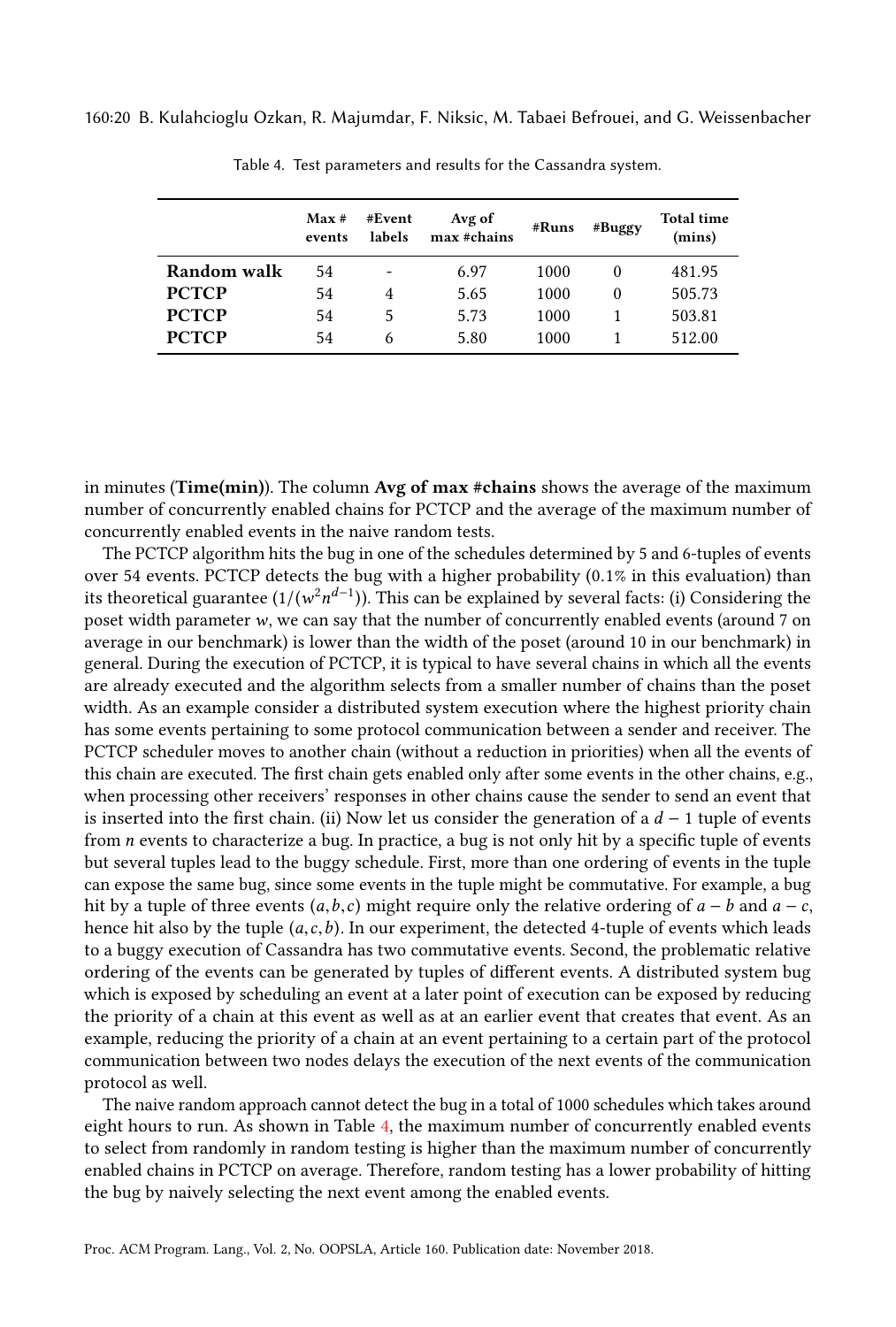Table 4. Test parameters and results for the Cassandra system.

| | Max # events | #Event labels | Avg of max #chains | #Runs | #Buggy | Total time (mins) |
|---|---|---|---|---|---|---|
| **Random walk** | 54 | - | 6.97 | 1000 | 0 | 481.95 |
| **PCTCP** | 54 | 4 | 5.65 | 1000 | 0 | 505.73 |
| **PCTCP** | 54 | 5 | 5.73 | 1000 | 1 | 503.81 |
| **PCTCP** | 54 | 6 | 5.80 | 1000 | 1 | 512.00 |

in minutes (**Time(min)**). The column **Avg of max #chains** shows the average of the maximum number of concurrently enabled chains for PCTCP and the average of the maximum number of concurrently enabled events in the naive random tests.

The PCTCP algorithm hits the bug in one of the schedules determined by 5 and 6-tuples of events over 54 events. PCTCP detects the bug with a higher probability (0.1% in this evaluation) than its theoretical guarantee ($1/(w^2n^{d-1})$). This can be explained by several facts: (i) Considering the poset width parameter $w$, we can say that the number of concurrently enabled events (around 7 on average in our benchmark) is lower than the width of the poset (around 10 in our benchmark) in general. During the execution of PCTCP, it is typical to have several chains in which all the events are already executed and the algorithm selects from a smaller number of chains than the poset width. As an example consider a distributed system execution where the highest priority chain has some events pertaining to some protocol communication between a sender and receiver. The PCTCP scheduler moves to another chain (without a reduction in priorities) when all the events of this chain are executed. The first chain gets enabled only after some events in the other chains, e.g., when processing other receivers' responses in other chains cause the sender to send an event that is inserted into the first chain. (ii) Now let us consider the generation of a $d-1$ tuple of events from $n$ events to characterize a bug. In practice, a bug is not only hit by a specific tuple of events but several tuples lead to the buggy schedule. First, more than one ordering of events in the tuple can expose the same bug, since some events in the tuple might be commutative. For example, a bug hit by a tuple of three events $(a, b, c)$ might require only the relative ordering of $a-b$ and $a-c$, hence hit also by the tuple $(a, c, b)$. In our experiment, the detected 4-tuple of events which leads to a buggy execution of Cassandra has two commutative events. Second, the problematic relative ordering of the events can be generated by tuples of different events. A distributed system bug which is exposed by scheduling an event at a later point of execution can be exposed by reducing the priority of a chain at this event as well as at an earlier event that creates that event. As an example, reducing the priority of a chain at an event pertaining to a certain part of the protocol communication between two nodes delays the execution of the next events of the communication protocol as well.

The naive random approach cannot detect the bug in a total of 1000 schedules which takes around eight hours to run. As shown in Table 4, the maximum number of concurrently enabled events to select from randomly in random testing is higher than the maximum number of concurrently enabled chains in PCTCP on average. Therefore, random testing has a lower probability of hitting the bug by naively selecting the next event among the enabled events.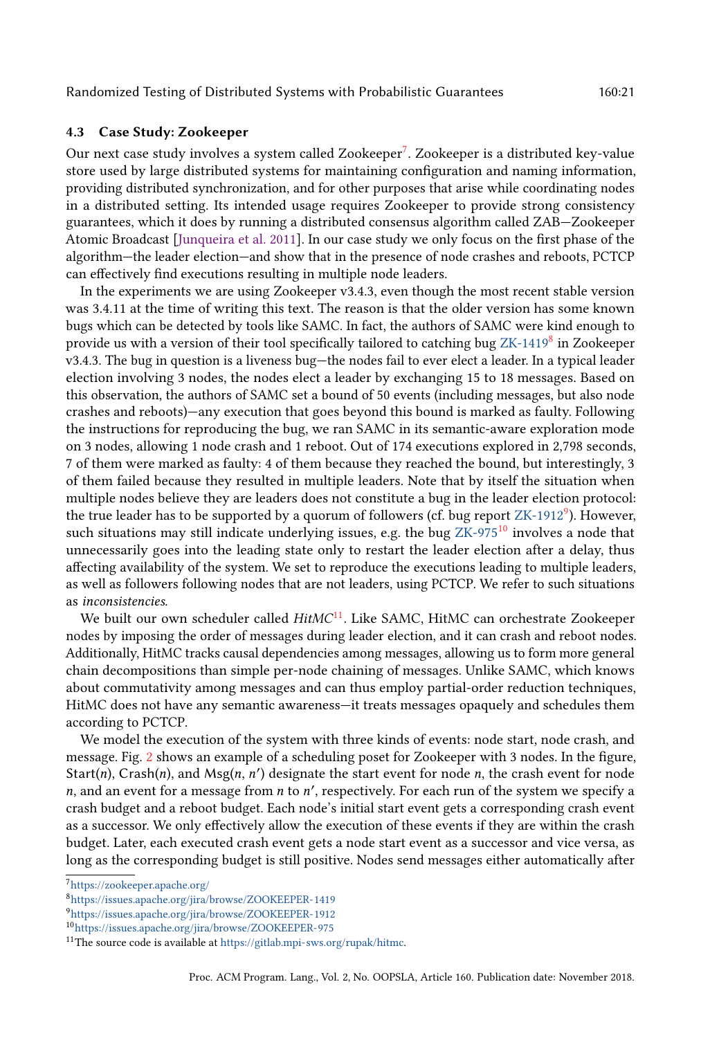### 4.3 Case Study: Zookeeper

Our next case study involves a system called Zookeeper[7]. Zookeeper is a distributed key-value store used by large distributed systems for maintaining configuration and naming information, providing distributed synchronization, and for other purposes that arise while coordinating nodes in a distributed setting. Its intended usage requires Zookeeper to provide strong consistency guarantees, which it does by running a distributed consensus algorithm called ZAB—Zookeeper Atomic Broadcast [Junqueira et al. 2011]. In our case study we only focus on the first phase of the algorithm—the leader election—and show that in the presence of node crashes and reboots, PCTCP can effectively find executions resulting in multiple node leaders.

In the experiments we are using Zookeeper v3.4.3, even though the most recent stable version was 3.4.11 at the time of writing this text. The reason is that the older version has some known bugs which can be detected by tools like SAMC. In fact, the authors of SAMC were kind enough to provide us with a version of their tool specifically tailored to catching bug ZK-1419[8] in Zookeeper v3.4.3. The bug in question is a liveness bug—the nodes fail to ever elect a leader. In a typical leader election involving 3 nodes, the nodes elect a leader by exchanging 15 to 18 messages. Based on this observation, the authors of SAMC set a bound of 50 events (including messages, but also node crashes and reboots)—any execution that goes beyond this bound is marked as faulty. Following the instructions for reproducing the bug, we ran SAMC in its semantic-aware exploration mode on 3 nodes, allowing 1 node crash and 1 reboot. Out of 174 executions explored in 2,798 seconds, 7 of them were marked as faulty: 4 of them because they reached the bound, but interestingly, 3 of them failed because they resulted in multiple leaders. Note that by itself the situation when multiple nodes believe they are leaders does not constitute a bug in the leader election protocol: the true leader has to be supported by a quorum of followers (cf. bug report ZK-1912[9]). However, such situations may still indicate underlying issues, e.g. the bug ZK-975[10] involves a node that unnecessarily goes into the leading state only to restart the leader election after a delay, thus affecting availability of the system. We set to reproduce the executions leading to multiple leaders, as well as followers following nodes that are not leaders, using PCTCP. We refer to such situations as *inconsistencies*.

We built our own scheduler called *HitMC*[11]. Like SAMC, HitMC can orchestrate Zookeeper nodes by imposing the order of messages during leader election, and it can crash and reboot nodes. Additionally, HitMC tracks causal dependencies among messages, allowing us to form more general chain decompositions than simple per-node chaining of messages. Unlike SAMC, which knows about commutativity among messages and can thus employ partial-order reduction techniques, HitMC does not have any semantic awareness—it treats messages opaquely and schedules them according to PCTCP.

We model the execution of the system with three kinds of events: node start, node crash, and message. Fig. 2 shows an example of a scheduling poset for Zookeeper with 3 nodes. In the figure, Start($n$), Crash($n$), and Msg($n$, $n'$) designate the start event for node $n$, the crash event for node $n$, and an event for a message from $n$ to $n'$, respectively. For each run of the system we specify a crash budget and a reboot budget. Each node's initial start event gets a corresponding crash event as a successor. We only effectively allow the execution of these events if they are within the crash budget. Later, each executed crash event gets a node start event as a successor and vice versa, as long as the corresponding budget is still positive. Nodes send messages either automatically after

[7] https://zookeeper.apache.org/

[8] https://issues.apache.org/jira/browse/ZOOKEEPER-1419

[9] https://issues.apache.org/jira/browse/ZOOKEEPER-1912

[10] https://issues.apache.org/jira/browse/ZOOKEEPER-975

[11] The source code is available at https://gitlab.mpi-sws.org/rupak/hitmc.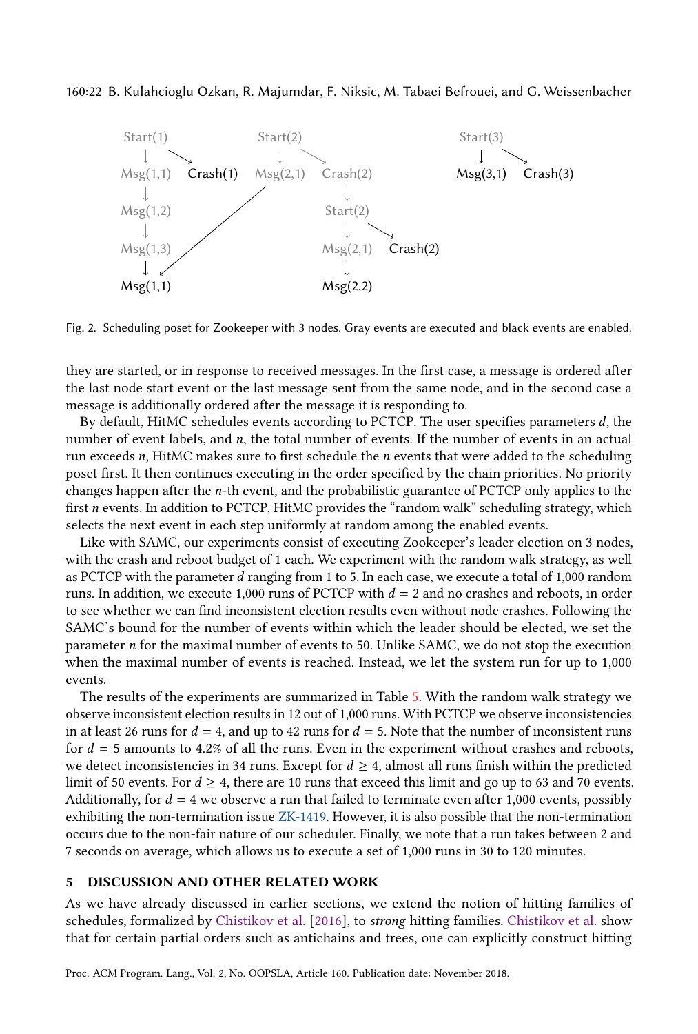Fig. 2. Scheduling poset for Zookeeper with 3 nodes. Gray events are executed and black events are enabled.

they are started, or in response to received messages. In the first case, a message is ordered after the last node start event or the last message sent from the same node, and in the second case a message is additionally ordered after the message it is responding to.

By default, HitMC schedules events according to PCTCP. The user specifies parameters $d$, the number of event labels, and $n$, the total number of events. If the number of events in an actual run exceeds $n$, HitMC makes sure to first schedule the $n$ events that were added to the scheduling poset first. It then continues executing in the order specified by the chain priorities. No priority changes happen after the $n$-th event, and the probabilistic guarantee of PCTCP only applies to the first $n$ events. In addition to PCTCP, HitMC provides the "random walk" scheduling strategy, which selects the next event in each step uniformly at random among the enabled events.

Like with SAMC, our experiments consist of executing Zookeeper's leader election on 3 nodes, with the crash and reboot budget of 1 each. We experiment with the random walk strategy, as well as PCTCP with the parameter $d$ ranging from 1 to 5. In each case, we execute a total of 1,000 random runs. In addition, we execute 1,000 runs of PCTCP with $d = 2$ and no crashes and reboots, in order to see whether we can find inconsistent election results even without node crashes. Following the SAMC's bound for the number of events within which the leader should be elected, we set the parameter $n$ for the maximal number of events to 50. Unlike SAMC, we do not stop the execution when the maximal number of events is reached. Instead, we let the system run for up to 1,000 events.

The results of the experiments are summarized in Table 5. With the random walk strategy we observe inconsistent election results in 12 out of 1,000 runs. With PCTCP we observe inconsistencies in at least 26 runs for $d = 4$, and up to 42 runs for $d = 5$. Note that the number of inconsistent runs for $d = 5$ amounts to 4.2% of all the runs. Even in the experiment without crashes and reboots, we detect inconsistencies in 34 runs. Except for $d \geq 4$, almost all runs finish within the predicted limit of 50 events. For $d \geq 4$, there are 10 runs that exceed this limit and go up to 63 and 70 events. Additionally, for $d = 4$ we observe a run that failed to terminate even after 1,000 events, possibly exhibiting the non-termination issue ZK-1419. However, it is also possible that the non-termination occurs due to the non-fair nature of our scheduler. Finally, we note that a run takes between 2 and 7 seconds on average, which allows us to execute a set of 1,000 runs in 30 to 120 minutes.

## 5 DISCUSSION AND OTHER RELATED WORK

As we have already discussed in earlier sections, we extend the notion of hitting families of schedules, formalized by Chistikov et al. [2016], to *strong* hitting families. Chistikov et al. show that for certain partial orders such as antichains and trees, one can explicitly construct hitting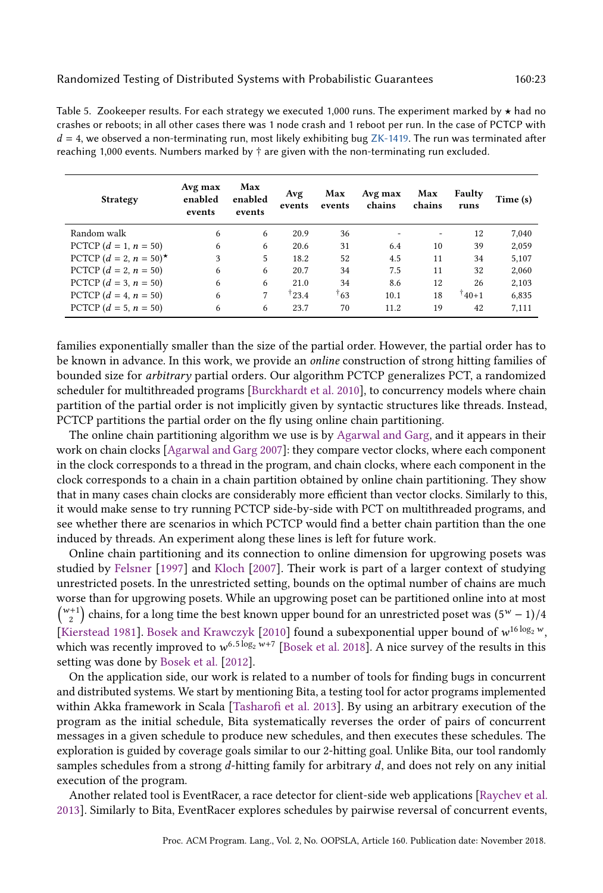Table 5. Zookeeper results. For each strategy we executed 1,000 runs. The experiment marked by ⋆ had no crashes or reboots; in all other cases there was 1 node crash and 1 reboot per run. In the case of PCTCP with $d = 4$, we observed a non-terminating run, most likely exhibiting bug ZK-1419. The run was terminated after reaching 1,000 events. Numbers marked by † are given with the non-terminating run excluded.

| Strategy | Avg max enabled events | Max enabled events | Avg events | Max events | Avg max chains | Max chains | Faulty runs | Time (s) |
|---|---|---|---|---|---|---|---|---|
| Random walk | 6 | 6 | 20.9 | 36 | - | - | 12 | 7,040 |
| PCTCP ($d$ = 1, $n$ = 50) | 6 | 6 | 20.6 | 31 | 6.4 | 10 | 39 | 2,059 |
| PCTCP ($d$ = 2, $n$ = 50)⋆ | 3 | 5 | 18.2 | 52 | 4.5 | 11 | 34 | 5,107 |
| PCTCP ($d$ = 2, $n$ = 50) | 6 | 6 | 20.7 | 34 | 7.5 | 11 | 32 | 2,060 |
| PCTCP ($d$ = 3, $n$ = 50) | 6 | 6 | 21.0 | 34 | 8.6 | 12 | 26 | 2,103 |
| PCTCP ($d$ = 4, $n$ = 50) | 6 | 7 | †23.4 | †63 | 10.1 | 18 | †40+1 | 6,835 |
| PCTCP ($d$ = 5, $n$ = 50) | 6 | 6 | 23.7 | 70 | 11.2 | 19 | 42 | 7,111 |

families exponentially smaller than the size of the partial order. However, the partial order has to be known in advance. In this work, we provide an *online* construction of strong hitting families of bounded size for *arbitrary* partial orders. Our algorithm PCTCP generalizes PCT, a randomized scheduler for multithreaded programs [Burckhardt et al. 2010], to concurrency models where chain partition of the partial order is not implicitly given by syntactic structures like threads. Instead, PCTCP partitions the partial order on the fly using online chain partitioning.

The online chain partitioning algorithm we use is by Agarwal and Garg, and it appears in their work on chain clocks [Agarwal and Garg 2007]: they compare vector clocks, where each component in the clock corresponds to a thread in the program, and chain clocks, where each component in the clock corresponds to a chain in a chain partition obtained by online chain partitioning. They show that in many cases chain clocks are considerably more efficient than vector clocks. Similarly to this, it would make sense to try running PCTCP side-by-side with PCT on multithreaded programs, and see whether there are scenarios in which PCTCP would find a better chain partition than the one induced by threads. An experiment along these lines is left for future work.

Online chain partitioning and its connection to online dimension for upgrowing posets was studied by Felsner [1997] and Kloch [2007]. Their work is part of a larger context of studying unrestricted posets. In the unrestricted setting, bounds on the optimal number of chains are much worse than for upgrowing posets. While an upgrowing poset can be partitioned online into at most $\binom{w+1}{2}$ chains, for a long time the best known upper bound for an unrestricted poset was $(5^w - 1)/4$ [Kierstead 1981]. Bosek and Krawczyk [2010] found a subexponential upper bound of $w^{16 \log_2 w}$, which was recently improved to $w^{6.5 \log_2 w + 7}$ [Bosek et al. 2018]. A nice survey of the results in this setting was done by Bosek et al. [2012].

On the application side, our work is related to a number of tools for finding bugs in concurrent and distributed systems. We start by mentioning Bita, a testing tool for actor programs implemented within Akka framework in Scala [Tasharofi et al. 2013]. By using an arbitrary execution of the program as the initial schedule, Bita systematically reverses the order of pairs of concurrent messages in a given schedule to produce new schedules, and then executes these schedules. The exploration is guided by coverage goals similar to our 2-hitting goal. Unlike Bita, our tool randomly samples schedules from a strong $d$-hitting family for arbitrary $d$, and does not rely on any initial execution of the program.

Another related tool is EventRacer, a race detector for client-side web applications [Raychev et al. 2013]. Similarly to Bita, EventRacer explores schedules by pairwise reversal of concurrent events,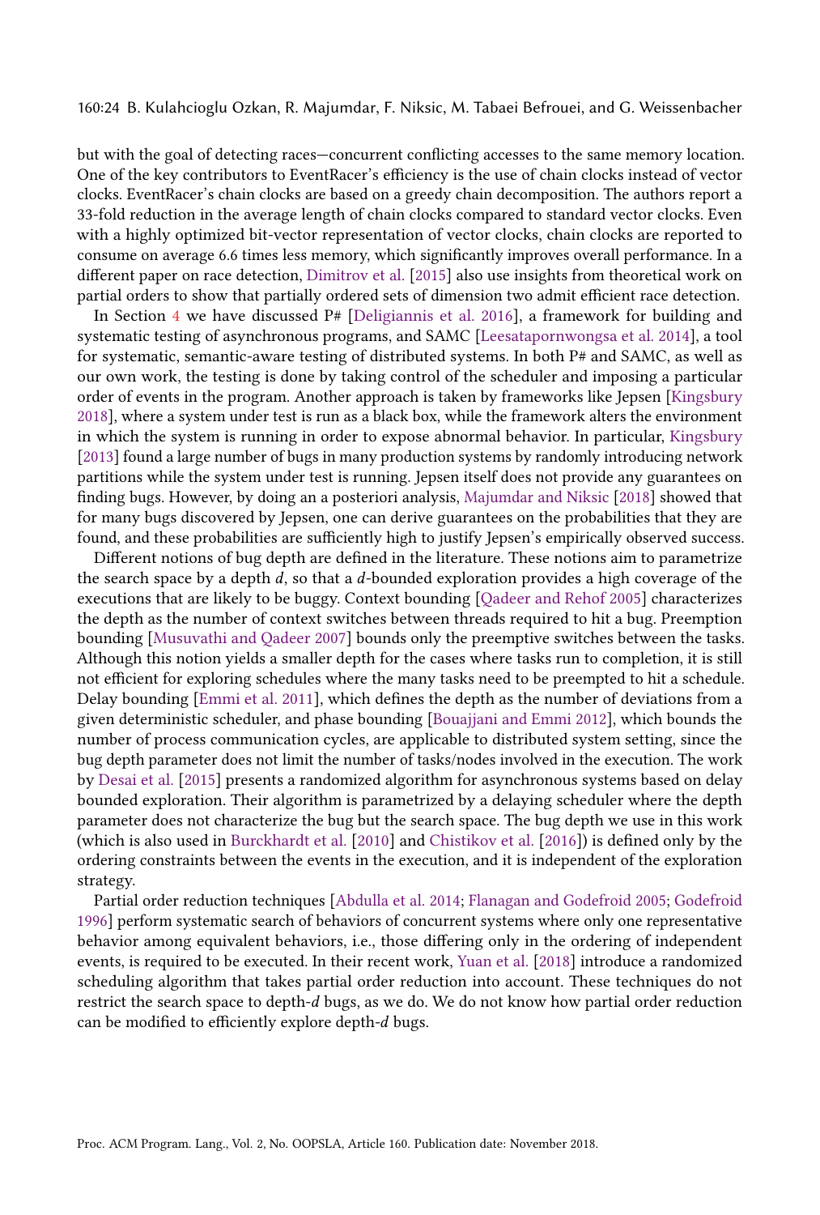but with the goal of detecting races—concurrent conflicting accesses to the same memory location. One of the key contributors to EventRacer's efficiency is the use of chain clocks instead of vector clocks. EventRacer's chain clocks are based on a greedy chain decomposition. The authors report a 33-fold reduction in the average length of chain clocks compared to standard vector clocks. Even with a highly optimized bit-vector representation of vector clocks, chain clocks are reported to consume on average 6.6 times less memory, which significantly improves overall performance. In a different paper on race detection, Dimitrov et al. [2015] also use insights from theoretical work on partial orders to show that partially ordered sets of dimension two admit efficient race detection.

In Section 4 we have discussed P# [Deligiannis et al. 2016], a framework for building and systematic testing of asynchronous programs, and SAMC [Leesatapornwongsa et al. 2014], a tool for systematic, semantic-aware testing of distributed systems. In both P# and SAMC, as well as our own work, the testing is done by taking control of the scheduler and imposing a particular order of events in the program. Another approach is taken by frameworks like Jepsen [Kingsbury 2018], where a system under test is run as a black box, while the framework alters the environment in which the system is running in order to expose abnormal behavior. In particular, Kingsbury [2013] found a large number of bugs in many production systems by randomly introducing network partitions while the system under test is running. Jepsen itself does not provide any guarantees on finding bugs. However, by doing an a posteriori analysis, Majumdar and Niksic [2018] showed that for many bugs discovered by Jepsen, one can derive guarantees on the probabilities that they are found, and these probabilities are sufficiently high to justify Jepsen's empirically observed success.

Different notions of bug depth are defined in the literature. These notions aim to parametrize the search space by a depth $d$, so that a $d$-bounded exploration provides a high coverage of the executions that are likely to be buggy. Context bounding [Qadeer and Rehof 2005] characterizes the depth as the number of context switches between threads required to hit a bug. Preemption bounding [Musuvathi and Qadeer 2007] bounds only the preemptive switches between the tasks. Although this notion yields a smaller depth for the cases where tasks run to completion, it is still not efficient for exploring schedules where the many tasks need to be preempted to hit a schedule. Delay bounding [Emmi et al. 2011], which defines the depth as the number of deviations from a given deterministic scheduler, and phase bounding [Bouajjani and Emmi 2012], which bounds the number of process communication cycles, are applicable to distributed system setting, since the bug depth parameter does not limit the number of tasks/nodes involved in the execution. The work by Desai et al. [2015] presents a randomized algorithm for asynchronous systems based on delay bounded exploration. Their algorithm is parametrized by a delaying scheduler where the depth parameter does not characterize the bug but the search space. The bug depth we use in this work (which is also used in Burckhardt et al. [2010] and Chistikov et al. [2016]) is defined only by the ordering constraints between the events in the execution, and it is independent of the exploration strategy.

Partial order reduction techniques [Abdulla et al. 2014; Flanagan and Godefroid 2005; Godefroid 1996] perform systematic search of behaviors of concurrent systems where only one representative behavior among equivalent behaviors, i.e., those differing only in the ordering of independent events, is required to be executed. In their recent work, Yuan et al. [2018] introduce a randomized scheduling algorithm that takes partial order reduction into account. These techniques do not restrict the search space to depth-$d$ bugs, as we do. We do not know how partial order reduction can be modified to efficiently explore depth-$d$ bugs.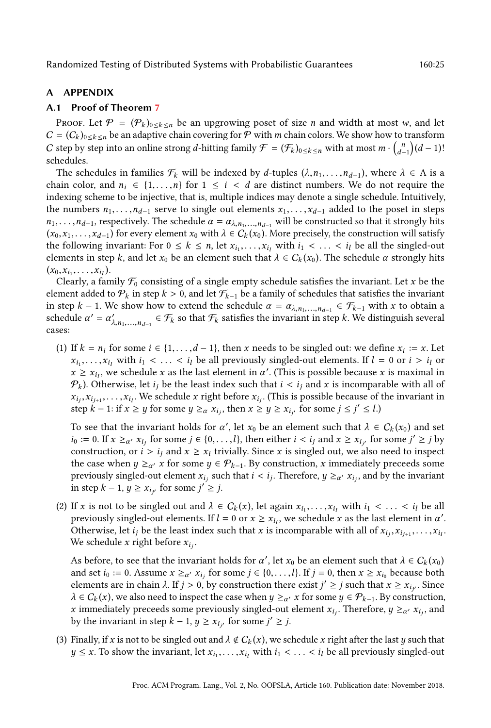## A APPENDIX

### A.1 Proof of Theorem 7

*Proof.* Let $\mathcal{P} = (\mathcal{P}_k)_{0 \le k \le n}$ be an upgrowing poset of size $n$ and width at most $w$, and let $C = (C_k)_{0 \le k \le n}$ be an adaptive chain covering for $\mathcal{P}$ with $m$ chain colors. We show how to transform $C$ step by step into an online strong $d$-hitting family $\mathcal{F} = (\mathcal{F}_k)_{0 \le k \le n}$ with at most $m \cdot \binom{n}{d-1}(d-1)!$ schedules.

The schedules in families $\mathcal{F}_k$ will be indexed by $d$-tuples $(\lambda, n_1, \ldots, n_{d-1})$, where $\lambda \in \Lambda$ is a chain color, and $n_i \in \{1, \ldots, n\}$ for $1 \le i < d$ are distinct numbers. We do not require the indexing scheme to be injective, that is, multiple indices may denote a single schedule. Intuitively, the numbers $n_1, \ldots, n_{d-1}$ serve to single out elements $x_1, \ldots, x_{d-1}$ added to the poset in steps $n_1, \ldots, n_{d-1}$, respectively. The schedule $\alpha = \alpha_{\lambda, n_1, \ldots, n_{d-1}}$ will be constructed so that it strongly hits $(x_0, x_1, \ldots, x_{d-1})$ for every element $x_0$ with $\lambda \in C_k(x_0)$. More precisely, the construction will satisfy the following invariant: For $0 \le k \le n$, let $x_{i_1}, \ldots, x_{i_l}$ with $i_1 < \ldots < i_l$ be all the singled-out elements in step $k$, and let $x_0$ be an element such that $\lambda \in C_k(x_0)$. The schedule $\alpha$ strongly hits $(x_0, x_{i_1}, \ldots, x_{i_l})$.

Clearly, a family $\mathcal{F}_0$ consisting of a single empty schedule satisfies the invariant. Let $x$ be the element added to $\mathcal{P}_k$ in step $k > 0$, and let $\mathcal{F}_{k-1}$ be a family of schedules that satisfies the invariant in step $k - 1$. We show how to extend the schedule $\alpha = \alpha_{\lambda, n_1, \ldots, n_{d-1}} \in \mathcal{F}_{k-1}$ with $x$ to obtain a schedule $\alpha' = \alpha'_{\lambda, n_1, \ldots, n_{d-1}} \in \mathcal{F}_k$ so that $\mathcal{F}_k$ satisfies the invariant in step $k$. We distinguish several cases:

(1) If $k = n_i$ for some $i \in \{1, \ldots, d-1\}$, then $x$ needs to be singled out: we define $x_i := x$. Let $x_{i_1}, \ldots, x_{i_l}$ with $i_1 < \ldots < i_l$ be all previously singled-out elements. If $l = 0$ or $i > i_l$ or $x \ge x_{i_l}$, we schedule $x$ as the last element in $\alpha'$. (This is possible because $x$ is maximal in $\mathcal{P}_k$). Otherwise, let $i_j$ be the least index such that $i < i_j$ and $x$ is incomparable with all of $x_{i_j}, x_{i_{j+1}}, \ldots, x_{i_l}$. We schedule $x$ right before $x_{i_j}$. (This is possible because of the invariant in step $k-1$: if $x \ge y$ for some $y \ge_\alpha x_{i_j}$, then $x \ge y \ge x_{i_{j'}}$ for some $j \le j' \le l$.)

   To see that the invariant holds for $\alpha'$, let $x_0$ be an element such that $\lambda \in C_k(x_0)$ and set $i_0 := 0$. If $x \ge_{\alpha'} x_{i_j}$ for some $j \in \{0, \ldots, l\}$, then either $i < i_j$ and $x \ge x_{i_{j'}}$ for some $j' \ge j$ by construction, or $i > i_j$ and $x \ge x_i$ trivially. Since $x$ is singled out, we also need to inspect the case when $y \ge_{\alpha'} x$ for some $y \in \mathcal{P}_{k-1}$. By construction, $x$ immediately preceeds some previously singled-out element $x_{i_j}$ such that $i < i_j$. Therefore, $y \ge_{\alpha'} x_{i_j}$, and by the invariant in step $k-1$, $y \ge x_{i_{j'}}$ for some $j' \ge j$.

(2) If $x$ is not to be singled out and $\lambda \in C_k(x)$, let again $x_{i_1}, \ldots, x_{i_l}$ with $i_1 < \ldots < i_l$ be all previously singled-out elements. If $l = 0$ or $x \ge x_{i_l}$, we schedule $x$ as the last element in $\alpha'$. Otherwise, let $i_j$ be the least index such that $x$ is incomparable with all of $x_{i_j}, x_{i_{j+1}}, \ldots, x_{i_l}$. We schedule $x$ right before $x_{i_j}$.

   As before, to see that the invariant holds for $\alpha'$, let $x_0$ be an element such that $\lambda \in C_k(x_0)$ and set $i_0 := 0$. Assume $x \ge_{\alpha'} x_{i_j}$ for some $j \in \{0, \ldots, l\}$. If $j = 0$, then $x \ge x_{i_0}$ because both elements are in chain $\lambda$. If $j > 0$, by construction there exist $j' \ge j$ such that $x \ge x_{i_{j'}}$. Since $\lambda \in C_k(x)$, we also need to inspect the case when $y \ge_{\alpha'} x$ for some $y \in \mathcal{P}_{k-1}$. By construction, $x$ immediately preceeds some previously singled-out element $x_{i_j}$. Therefore, $y \ge_{\alpha'} x_{i_j}$, and by the invariant in step $k-1$, $y \ge x_{i_{j'}}$ for some $j' \ge j$.

(3) Finally, if $x$ is not to be singled out and $\lambda \notin C_k(x)$, we schedule $x$ right after the last $y$ such that $y \le x$. To show the invariant, let $x_{i_1}, \ldots, x_{i_l}$ with $i_1 < \ldots < i_l$ be all previously singled-out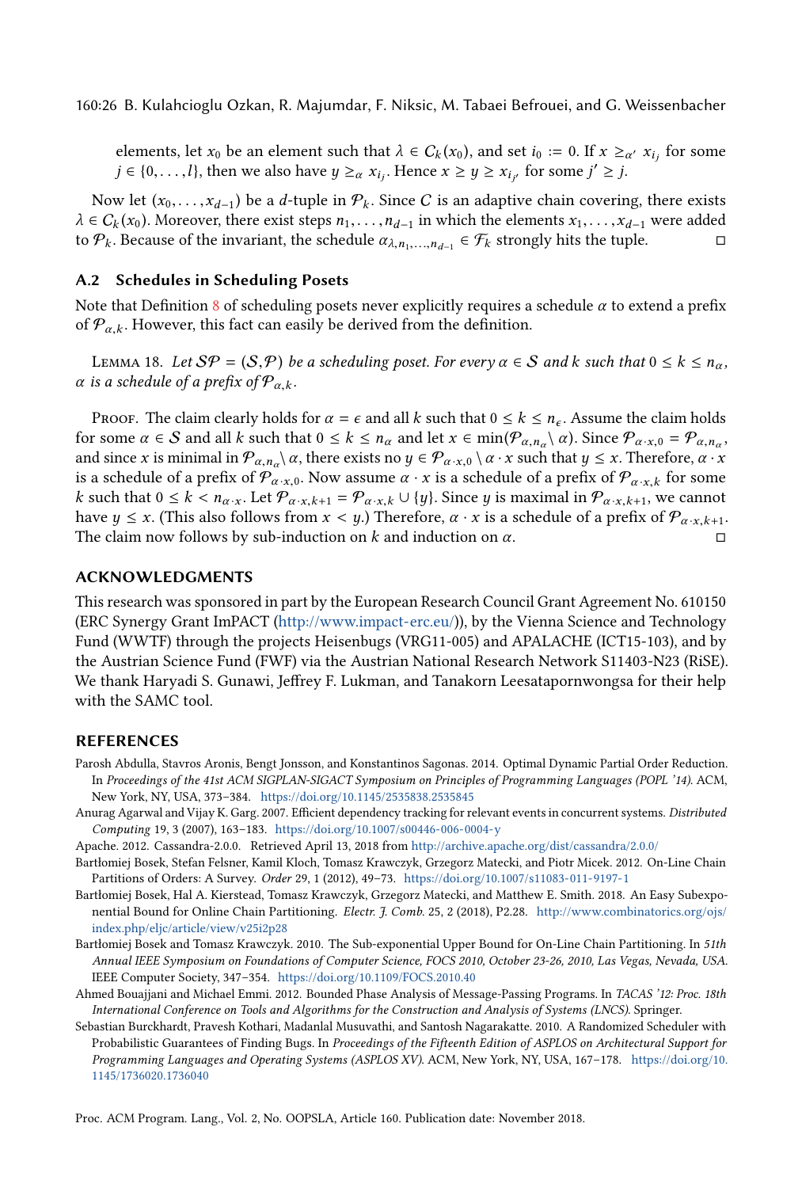elements, let $x_0$ be an element such that $\lambda \in C_k(x_0)$, and set $i_0 := 0$. If $x \geq_{\alpha'} x_{i_j}$ for some $j \in \{0, \ldots, l\}$, then we also have $y \geq_\alpha x_{i_j}$. Hence $x \geq y \geq x_{i_{j'}}$ for some $j' \geq j$.

Now let $(x_0, \ldots, x_{d-1})$ be a $d$-tuple in $\mathcal{P}_k$. Since $C$ is an adaptive chain covering, there exists $\lambda \in C_k(x_0)$. Moreover, there exist steps $n_1, \ldots, n_{d-1}$ in which the elements $x_1, \ldots, x_{d-1}$ were added to $\mathcal{P}_k$. Because of the invariant, the schedule $\alpha_{\lambda, n_1, \ldots, n_{d-1}} \in \mathcal{F}_k$ strongly hits the tuple. □

## A.2 Schedules in Scheduling Posets

Note that Definition 8 of scheduling posets never explicitly requires a schedule $\alpha$ to extend a prefix of $\mathcal{P}_{\alpha,k}$. However, this fact can easily be derived from the definition.

Lemma 18. *Let $\mathcal{SP} = (\mathcal{S}, \mathcal{P})$ be a scheduling poset. For every $\alpha \in \mathcal{S}$ and $k$ such that $0 \leq k \leq n_\alpha$, $\alpha$ is a schedule of a prefix of $\mathcal{P}_{\alpha,k}$.*

Proof. The claim clearly holds for $\alpha = \epsilon$ and all $k$ such that $0 \leq k \leq n_\epsilon$. Assume the claim holds for some $\alpha \in \mathcal{S}$ and all $k$ such that $0 \leq k \leq n_\alpha$ and let $x \in \min(\mathcal{P}_{\alpha,n_\alpha} \setminus \alpha)$. Since $\mathcal{P}_{\alpha \cdot x, 0} = \mathcal{P}_{\alpha, n_\alpha}$, and since $x$ is minimal in $\mathcal{P}_{\alpha,n_\alpha} \setminus \alpha$, there exists no $y \in \mathcal{P}_{\alpha \cdot x, 0} \setminus \alpha \cdot x$ such that $y \leq x$. Therefore, $\alpha \cdot x$ is a schedule of a prefix of $\mathcal{P}_{\alpha \cdot x, 0}$. Now assume $\alpha \cdot x$ is a schedule of a prefix of $\mathcal{P}_{\alpha \cdot x, k}$ for some $k$ such that $0 \leq k < n_{\alpha \cdot x}$. Let $\mathcal{P}_{\alpha \cdot x, k+1} = \mathcal{P}_{\alpha \cdot x, k} \cup \{y\}$. Since $y$ is maximal in $\mathcal{P}_{\alpha \cdot x, k+1}$, we cannot have $y \leq x$. (This also follows from $x < y$.) Therefore, $\alpha \cdot x$ is a schedule of a prefix of $\mathcal{P}_{\alpha \cdot x, k+1}$. The claim now follows by sub-induction on $k$ and induction on $\alpha$. □

## ACKNOWLEDGMENTS

This research was sponsored in part by the European Research Council Grant Agreement No. 610150 (ERC Synergy Grant ImPACT (http://www.impact-erc.eu/)), by the Vienna Science and Technology Fund (WWTF) through the projects Heisenbugs (VRG11-005) and APALACHE (ICT15-103), and by the Austrian Science Fund (FWF) via the Austrian National Research Network S11403-N23 (RiSE). We thank Haryadi S. Gunawi, Jeffrey F. Lukman, and Tanakorn Leesatapornwongsa for their help with the SAMC tool.

## REFERENCES

Parosh Abdulla, Stavros Aronis, Bengt Jonsson, and Konstantinos Sagonas. 2014. Optimal Dynamic Partial Order Reduction. In *Proceedings of the 41st ACM SIGPLAN-SIGACT Symposium on Principles of Programming Languages (POPL '14)*. ACM, New York, NY, USA, 373–384. https://doi.org/10.1145/2535838.2535845

Anurag Agarwal and Vijay K. Garg. 2007. Efficient dependency tracking for relevant events in concurrent systems. *Distributed Computing* 19, 3 (2007), 163–183. https://doi.org/10.1007/s00446-006-0004-y

Apache. 2012. Cassandra-2.0.0. Retrieved April 13, 2018 from http://archive.apache.org/dist/cassandra/2.0.0/

Bartłomiej Bosek, Stefan Felsner, Kamil Kloch, Tomasz Krawczyk, Grzegorz Matecki, and Piotr Micek. 2012. On-Line Chain Partitions of Orders: A Survey. *Order* 29, 1 (2012), 49–73. https://doi.org/10.1007/s11083-011-9197-1

Bartłomiej Bosek, Hal A. Kierstead, Tomasz Krawczyk, Grzegorz Matecki, and Matthew E. Smith. 2018. An Easy Subexponential Bound for Online Chain Partitioning. *Electr. J. Comb.* 25, 2 (2018), P2.28. http://www.combinatorics.org/ojs/index.php/eljc/article/view/v25i2p28

Bartłomiej Bosek and Tomasz Krawczyk. 2010. The Sub-exponential Upper Bound for On-Line Chain Partitioning. In *51th Annual IEEE Symposium on Foundations of Computer Science, FOCS 2010, October 23-26, 2010, Las Vegas, Nevada, USA*. IEEE Computer Society, 347–354. https://doi.org/10.1109/FOCS.2010.40

Ahmed Bouajjani and Michael Emmi. 2012. Bounded Phase Analysis of Message-Passing Programs. In *TACAS '12: Proc. 18th International Conference on Tools and Algorithms for the Construction and Analysis of Systems (LNCS)*. Springer.

Sebastian Burckhardt, Pravesh Kothari, Madanlal Musuvathi, and Santosh Nagarakatte. 2010. A Randomized Scheduler with Probabilistic Guarantees of Finding Bugs. In *Proceedings of the Fifteenth Edition of ASPLOS on Architectural Support for Programming Languages and Operating Systems (ASPLOS XV)*. ACM, New York, NY, USA, 167–178. https://doi.org/10.1145/1736020.1736040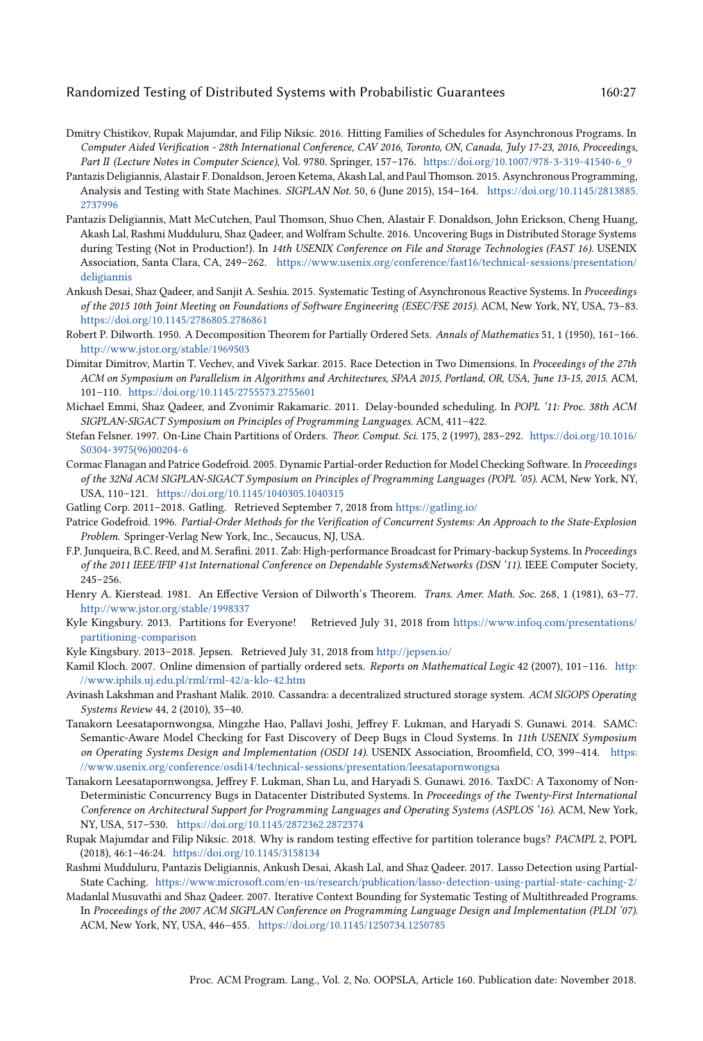Dmitry Chistikov, Rupak Majumdar, and Filip Niksic. 2016. Hitting Families of Schedules for Asynchronous Programs. In *Computer Aided Verification - 28th International Conference, CAV 2016, Toronto, ON, Canada, July 17-23, 2016, Proceedings, Part II (Lecture Notes in Computer Science)*, Vol. 9780. Springer, 157–176. https://doi.org/10.1007/978-3-319-41540-6_9

Pantazis Deligiannis, Alastair F. Donaldson, Jeroen Ketema, Akash Lal, and Paul Thomson. 2015. Asynchronous Programming, Analysis and Testing with State Machines. *SIGPLAN Not.* 50, 6 (June 2015), 154–164. https://doi.org/10.1145/2813885.2737996

Pantazis Deligiannis, Matt McCutchen, Paul Thomson, Shuo Chen, Alastair F. Donaldson, John Erickson, Cheng Huang, Akash Lal, Rashmi Mudduluru, Shaz Qadeer, and Wolfram Schulte. 2016. Uncovering Bugs in Distributed Storage Systems during Testing (Not in Production!). In *14th USENIX Conference on File and Storage Technologies (FAST 16)*. USENIX Association, Santa Clara, CA, 249–262. https://www.usenix.org/conference/fast16/technical-sessions/presentation/deligiannis

Ankush Desai, Shaz Qadeer, and Sanjit A. Seshia. 2015. Systematic Testing of Asynchronous Reactive Systems. In *Proceedings of the 2015 10th Joint Meeting on Foundations of Software Engineering (ESEC/FSE 2015)*. ACM, New York, NY, USA, 73–83. https://doi.org/10.1145/2786805.2786861

Robert P. Dilworth. 1950. A Decomposition Theorem for Partially Ordered Sets. *Annals of Mathematics* 51, 1 (1950), 161–166. http://www.jstor.org/stable/1969503

Dimitar Dimitrov, Martin T. Vechev, and Vivek Sarkar. 2015. Race Detection in Two Dimensions. In *Proceedings of the 27th ACM on Symposium on Parallelism in Algorithms and Architectures, SPAA 2015, Portland, OR, USA, June 13-15, 2015*. ACM, 101–110. https://doi.org/10.1145/2755573.2755601

Michael Emmi, Shaz Qadeer, and Zvonimir Rakamaric. 2011. Delay-bounded scheduling. In *POPL '11: Proc. 38th ACM SIGPLAN-SIGACT Symposium on Principles of Programming Languages*. ACM, 411–422.

Stefan Felsner. 1997. On-Line Chain Partitions of Orders. *Theor. Comput. Sci.* 175, 2 (1997), 283–292. https://doi.org/10.1016/S0304-3975(96)00204-6

Cormac Flanagan and Patrice Godefroid. 2005. Dynamic Partial-order Reduction for Model Checking Software. In *Proceedings of the 32Nd ACM SIGPLAN-SIGACT Symposium on Principles of Programming Languages (POPL '05)*. ACM, New York, NY, USA, 110–121. https://doi.org/10.1145/1040305.1040315

Gatling Corp. 2011–2018. Gatling. Retrieved September 7, 2018 from https://gatling.io/

Patrice Godefroid. 1996. *Partial-Order Methods for the Verification of Concurrent Systems: An Approach to the State-Explosion Problem*. Springer-Verlag New York, Inc., Secaucus, NJ, USA.

F.P. Junqueira, B.C. Reed, and M. Serafini. 2011. Zab: High-performance Broadcast for Primary-backup Systems. In *Proceedings of the 2011 IEEE/IFIP 41st International Conference on Dependable Systems&Networks (DSN '11)*. IEEE Computer Society, 245–256.

Henry A. Kierstead. 1981. An Effective Version of Dilworth's Theorem. *Trans. Amer. Math. Soc.* 268, 1 (1981), 63–77. http://www.jstor.org/stable/1998337

Kyle Kingsbury. 2013. Partitions for Everyone! Retrieved July 31, 2018 from https://www.infoq.com/presentations/partitioning-comparison

Kyle Kingsbury. 2013–2018. Jepsen. Retrieved July 31, 2018 from http://jepsen.io/

Kamil Kloch. 2007. Online dimension of partially ordered sets. *Reports on Mathematical Logic* 42 (2007), 101–116. http://www.iphils.uj.edu.pl/rml/rml-42/a-klo-42.htm

Avinash Lakshman and Prashant Malik. 2010. Cassandra: a decentralized structured storage system. *ACM SIGOPS Operating Systems Review* 44, 2 (2010), 35–40.

Tanakorn Leesatapornwongsa, Mingzhe Hao, Pallavi Joshi, Jeffrey F. Lukman, and Haryadi S. Gunawi. 2014. SAMC: Semantic-Aware Model Checking for Fast Discovery of Deep Bugs in Cloud Systems. In *11th USENIX Symposium on Operating Systems Design and Implementation (OSDI 14)*. USENIX Association, Broomfield, CO, 399–414. https://www.usenix.org/conference/osdi14/technical-sessions/presentation/leesatapornwongsa

Tanakorn Leesatapornwongsa, Jeffrey F. Lukman, Shan Lu, and Haryadi S. Gunawi. 2016. TaxDC: A Taxonomy of Non-Deterministic Concurrency Bugs in Datacenter Distributed Systems. In *Proceedings of the Twenty-First International Conference on Architectural Support for Programming Languages and Operating Systems (ASPLOS '16)*. ACM, New York, NY, USA, 517–530. https://doi.org/10.1145/2872362.2872374

Rupak Majumdar and Filip Niksic. 2018. Why is random testing effective for partition tolerance bugs? *PACMPL* 2, POPL (2018), 46:1–46:24. https://doi.org/10.1145/3158134

Rashmi Mudduluru, Pantazis Deligiannis, Ankush Desai, Akash Lal, and Shaz Qadeer. 2017. Lasso Detection using Partial-State Caching. https://www.microsoft.com/en-us/research/publication/lasso-detection-using-partial-state-caching-2/

Madanlal Musuvathi and Shaz Qadeer. 2007. Iterative Context Bounding for Systematic Testing of Multithreaded Programs. In *Proceedings of the 2007 ACM SIGPLAN Conference on Programming Language Design and Implementation (PLDI '07)*. ACM, New York, NY, USA, 446–455. https://doi.org/10.1145/1250734.1250785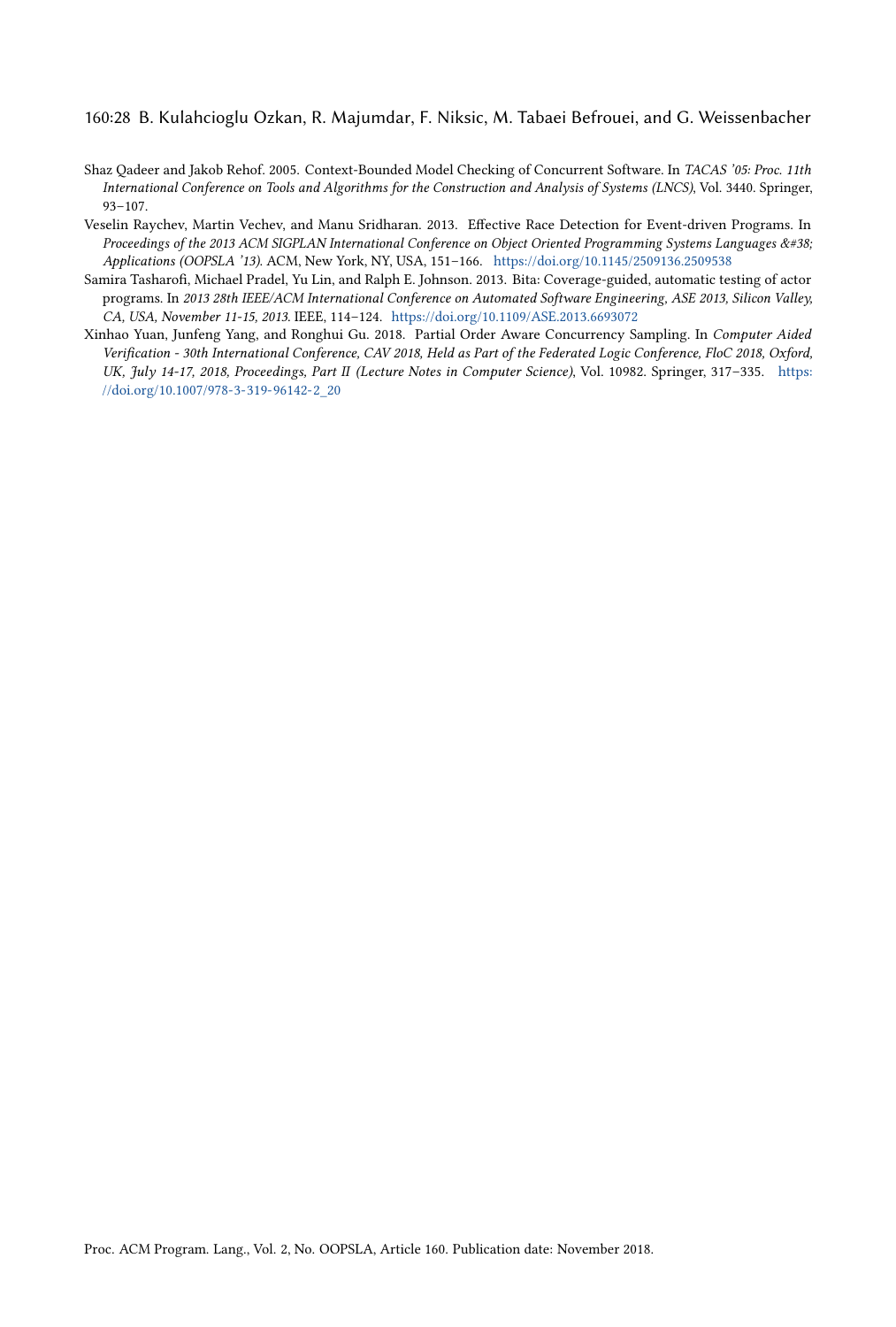Shaz Qadeer and Jakob Rehof. 2005. Context-Bounded Model Checking of Concurrent Software. In *TACAS '05: Proc. 11th International Conference on Tools and Algorithms for the Construction and Analysis of Systems (LNCS)*, Vol. 3440. Springer, 93–107.

Veselin Raychev, Martin Vechev, and Manu Sridharan. 2013. Effective Race Detection for Event-driven Programs. In *Proceedings of the 2013 ACM SIGPLAN International Conference on Object Oriented Programming Systems Languages &#38; Applications (OOPSLA '13)*. ACM, New York, NY, USA, 151–166. https://doi.org/10.1145/2509136.2509538

Samira Tasharofi, Michael Pradel, Yu Lin, and Ralph E. Johnson. 2013. Bita: Coverage-guided, automatic testing of actor programs. In *2013 28th IEEE/ACM International Conference on Automated Software Engineering, ASE 2013, Silicon Valley, CA, USA, November 11-15, 2013*. IEEE, 114–124. https://doi.org/10.1109/ASE.2013.6693072

Xinhao Yuan, Junfeng Yang, and Ronghui Gu. 2018. Partial Order Aware Concurrency Sampling. In *Computer Aided Verification - 30th International Conference, CAV 2018, Held as Part of the Federated Logic Conference, FloC 2018, Oxford, UK, July 14-17, 2018, Proceedings, Part II (Lecture Notes in Computer Science)*, Vol. 10982. Springer, 317–335. https://doi.org/10.1007/978-3-319-96142-2_20